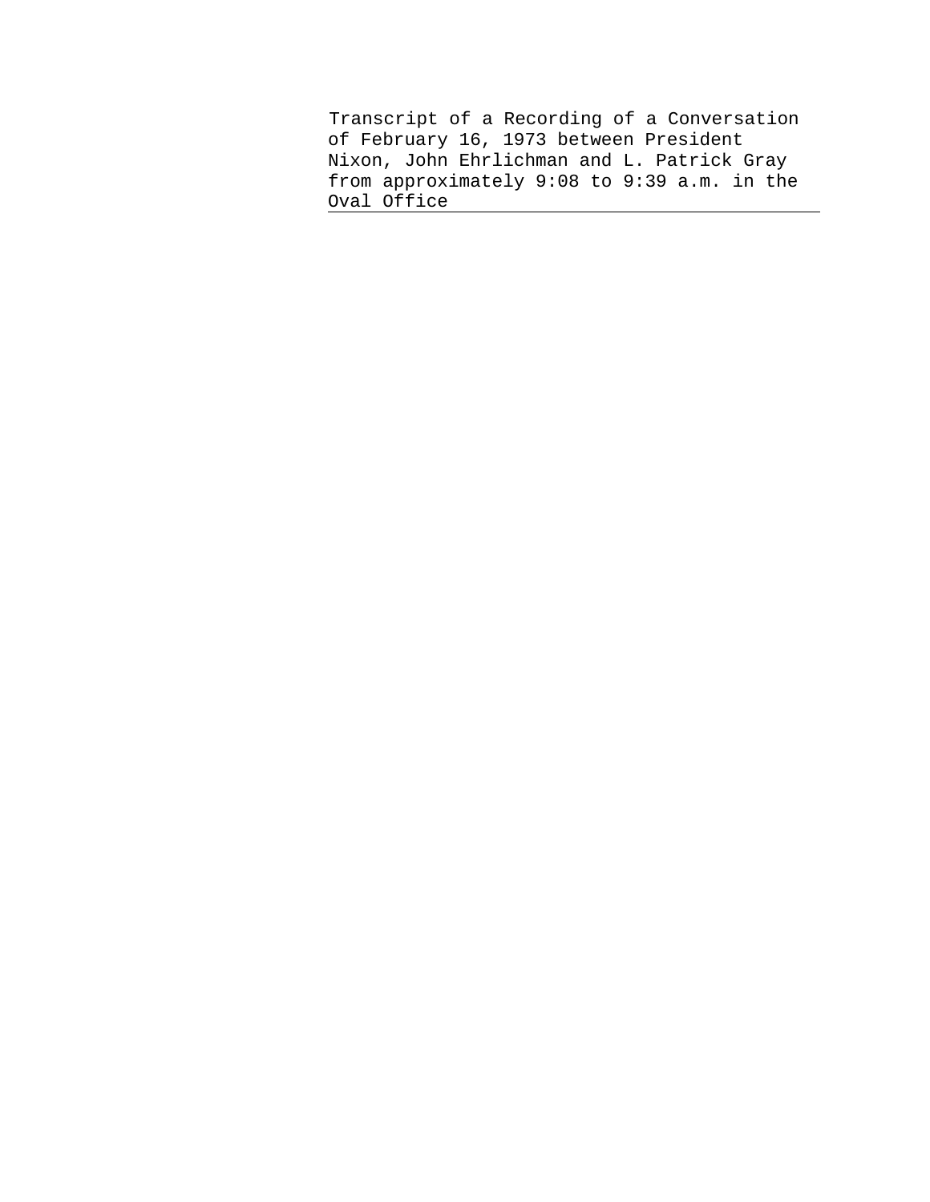Transcript of a Recording of a Conversation of February 16, 1973 between President Nixon, John Ehrlichman and L. Patrick Gray from approximately 9:08 to 9:39 a.m. in the Oval Office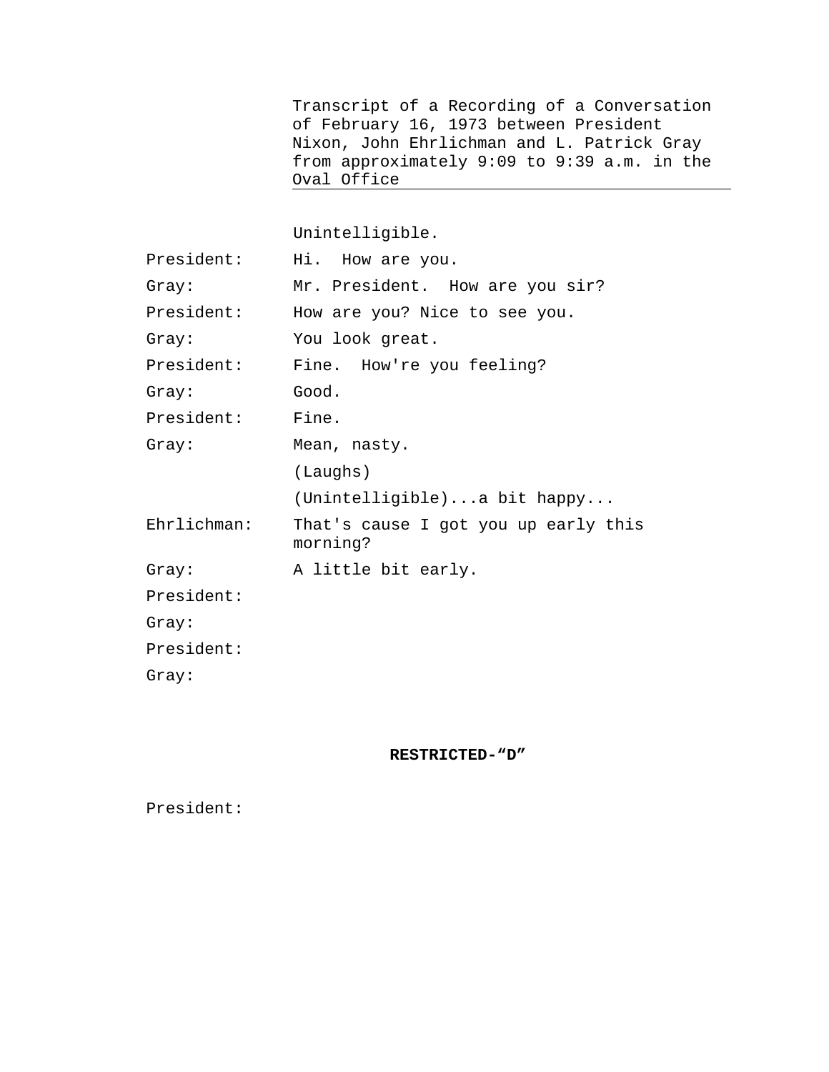Transcript of a Recording of a Conversation of February 16, 1973 between President Nixon, John Ehrlichman and L. Patrick Gray from approximately 9:09 to 9:39 a.m. in the Oval Office

Unintelligible.

President: Hi. How are you.

Gray: Mr. President. How are you sir?

President: How are you? Nice to see you.

Gray: You look great.

President: Fine. How're you feeling?

Gray: Good.

President: Fine.

Gray: Mean, nasty.

(Laughs)

(Unintelligible)...a bit happy...

Ehrlichman: That's cause I got you up early this morning?

Gray: A little bit early.

President:

Gray:

President:

Gray:

**RESTRICTED-"D"**

President: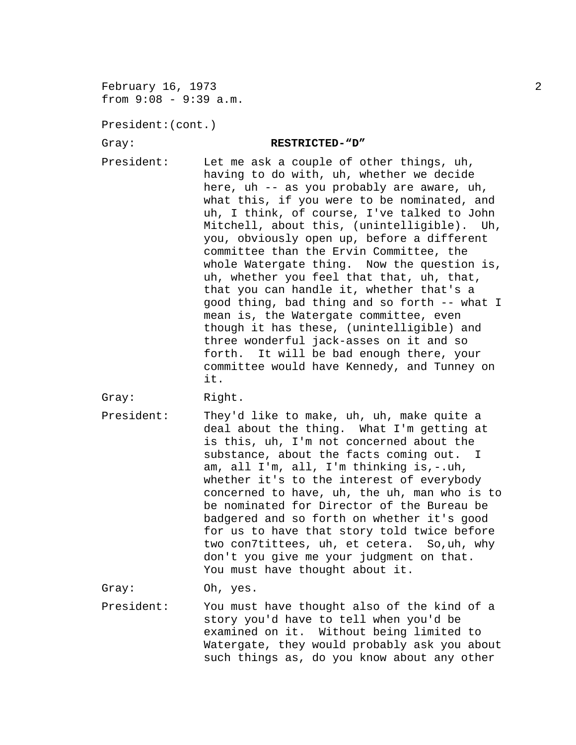President:(cont.)

Gray: **RESTRICTED-"D"**

President: Let me ask a couple of other things, uh, having to do with, uh, whether we decide here, uh -- as you probably are aware, uh, what this, if you were to be nominated, and uh, I think, of course, I've talked to John Mitchell, about this, (unintelligible). Uh, you, obviously open up, before a different committee than the Ervin Committee, the whole Watergate thing. Now the question is, uh, whether you feel that that, uh, that, that you can handle it, whether that's a good thing, bad thing and so forth -- what I mean is, the Watergate committee, even though it has these, (unintelligible) and three wonderful jack-asses on it and so forth. It will be bad enough there, your committee would have Kennedy, and Tunney on it.

Gray: Right.

President: They'd like to make, uh, uh, make quite a deal about the thing. What I'm getting at is this, uh, I'm not concerned about the substance, about the facts coming out. I am, all I'm, all, I'm thinking is,-.uh, whether it's to the interest of everybody concerned to have, uh, the uh, man who is to be nominated for Director of the Bureau be badgered and so forth on whether it's good for us to have that story told twice before two con7tittees, uh, et cetera. So,uh, why don't you give me your judgment on that. You must have thought about it.

Gray: Oh, yes.

President: You must have thought also of the kind of a story you'd have to tell when you'd be examined on it. Without being limited to Watergate, they would probably ask you about such things as, do you know about any other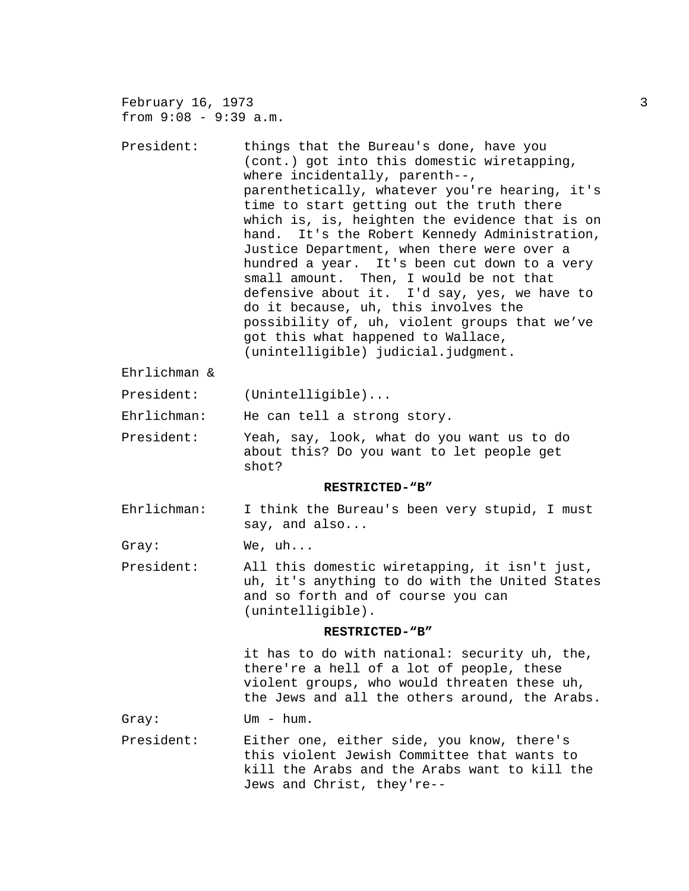February 16, 1973
from 9:08 - 9:39 a.m.

President: things that the Bureau's done, have you (cont.) got into this domestic wiretapping, where incidentally, parenth--, parenthetically, whatever you're hearing, it's time to start getting out the truth there which is, is, heighten the evidence that is on hand. It's the Robert Kennedy Administration, Justice Department, when there were over a hundred a year. It's been cut down to a very small amount. Then, I would be not that defensive about it. I'd say, yes, we have to do it because, uh, this involves the possibility of, uh, violent groups that we've got this what happened to Wallace, (unintelligible) judicial.judgment.

Ehrlichman &

President: (Unintelligible)...

Ehrlichman: He can tell a strong story.

President: Yeah, say, look, what do you want us to do about this? Do you want to let people get shot?

**RESTRICTED-"B"**

Ehrlichman: I think the Bureau's been very stupid, I must say, and also...

Gray: We, uh...

President: All this domestic wiretapping, it isn't just, uh, it's anything to do with the United States and so forth and of course you can (unintelligible).

**RESTRICTED-"B"**

it has to do with national: security uh, the, there're a hell of a lot of people, these violent groups, who would threaten these uh, the Jews and all the others around, the Arabs.

Gray: Um - hum.

President: Either one, either side, you know, there's this violent Jewish Committee that wants to kill the Arabs and the Arabs want to kill the Jews and Christ, they're--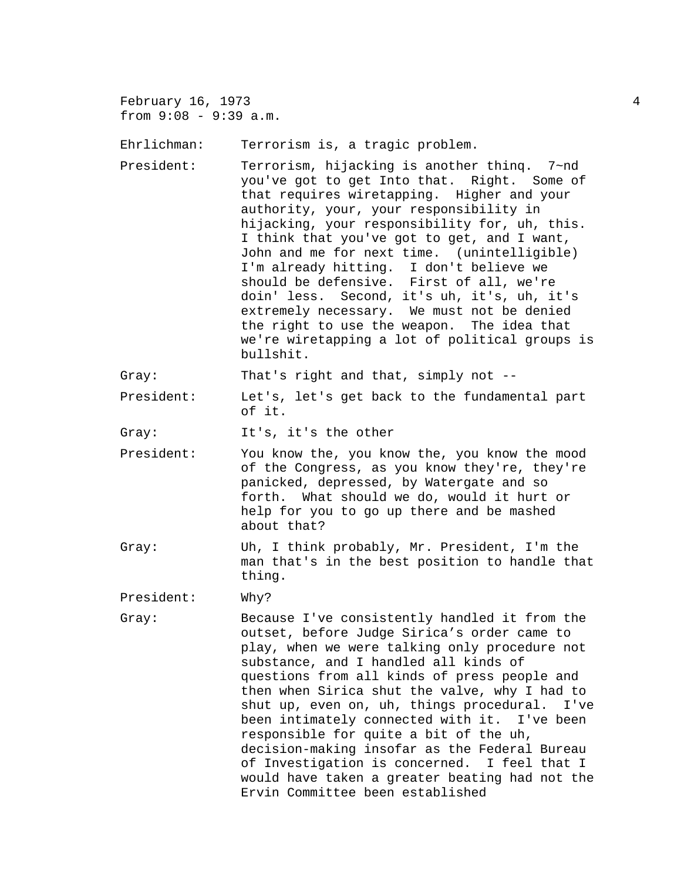February 16, 1973
from 9:08 - 9:39 a.m.

Ehrlichman: Terrorism is, a tragic problem.

President: Terrorism, hijacking is another thinq. 7~nd you've got to get Into that. Right. Some of that requires wiretapping. Higher and your authority, your, your responsibility in hijacking, your responsibility for, uh, this. I think that you've got to get, and I want, John and me for next time. (unintelligible) I'm already hitting. I don't believe we should be defensive. First of all, we're doin' less. Second, it's uh, it's, uh, it's extremely necessary. We must not be denied the right to use the weapon. The idea that we're wiretapping a lot of political groups is bullshit.

Gray: That's right and that, simply not --

President: Let's, let's get back to the fundamental part of it.

Gray: It's, it's the other

President: You know the, you know the, you know the mood of the Congress, as you know they're, they're panicked, depressed, by Watergate and so forth. What should we do, would it hurt or help for you to go up there and be mashed about that?

Gray: Uh, I think probably, Mr. President, I'm the man that's in the best position to handle that thing.

President: Why?

Gray: Because I've consistently handled it from the outset, before Judge Sirica's order came to play, when we were talking only procedure not substance, and I handled all kinds of questions from all kinds of press people and then when Sirica shut the valve, why I had to shut up, even on, uh, things procedural. I've been intimately connected with it. I've been responsible for quite a bit of the uh, decision-making insofar as the Federal Bureau of Investigation is concerned. I feel that I would have taken a greater beating had not the Ervin Committee been established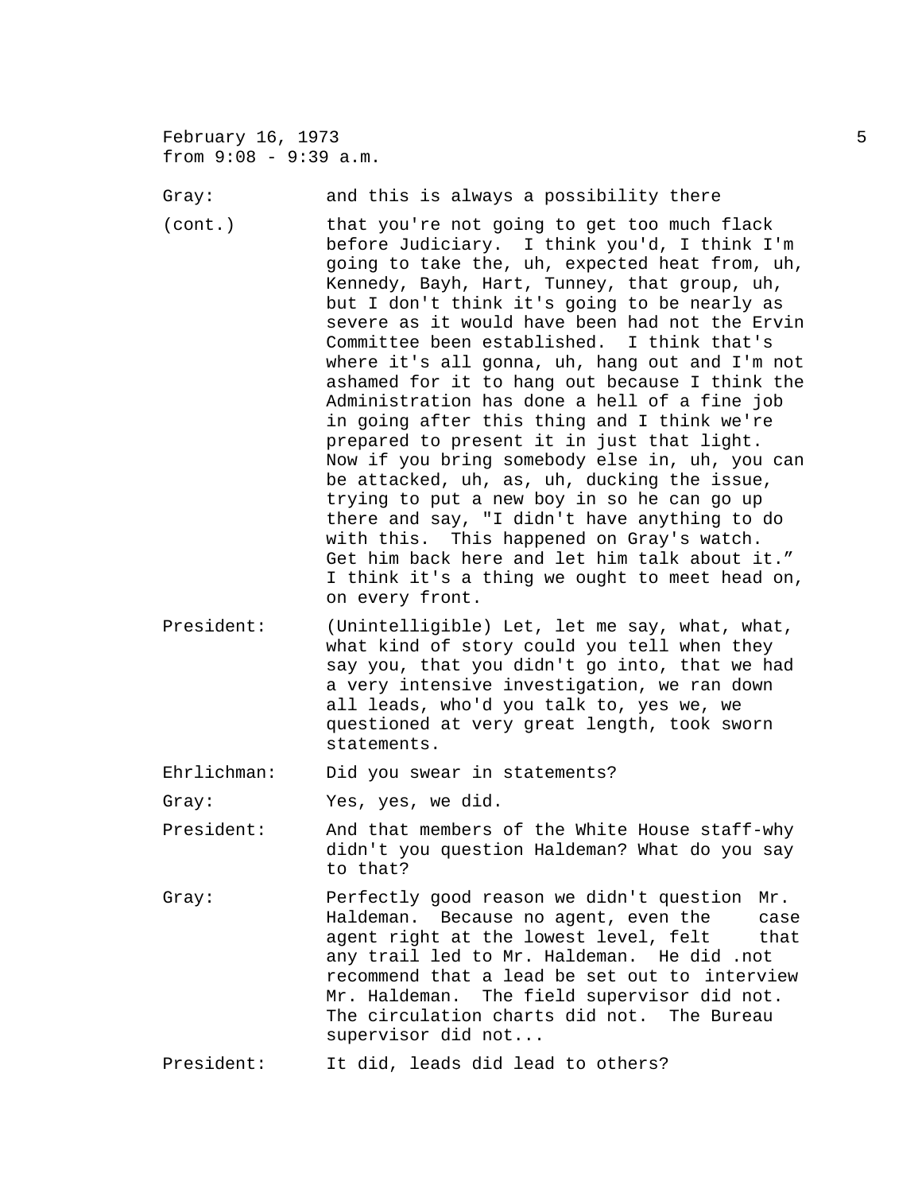February 16, 1973
from 9:08 - 9:39 a.m.

Gray: and this is always a possibility there

(cont.) that you're not going to get too much flack before Judiciary. I think you'd, I think I'm going to take the, uh, expected heat from, uh, Kennedy, Bayh, Hart, Tunney, that group, uh, but I don't think it's going to be nearly as severe as it would have been had not the Ervin Committee been established. I think that's where it's all gonna, uh, hang out and I'm not ashamed for it to hang out because I think the Administration has done a hell of a fine job in going after this thing and I think we're prepared to present it in just that light. Now if you bring somebody else in, uh, you can be attacked, uh, as, uh, ducking the issue, trying to put a new boy in so he can go up there and say, "I didn't have anything to do with this. This happened on Gray's watch. Get him back here and let him talk about it." I think it's a thing we ought to meet head on, on every front.

President: (Unintelligible) Let, let me say, what, what, what kind of story could you tell when they say you, that you didn't go into, that we had a very intensive investigation, we ran down all leads, who'd you talk to, yes we, we questioned at very great length, took sworn statements.

Ehrlichman: Did you swear in statements?

Gray: Yes, yes, we did.

President: And that members of the White House staff-why didn't you question Haldeman? What do you say to that?

Gray: Perfectly good reason we didn't question Mr. Haldeman. Because no agent, even the case agent right at the lowest level, felt that any trail led to Mr. Haldeman. He did .not recommend that a lead be set out to interview Mr. Haldeman. The field supervisor did not. The circulation charts did not. The Bureau supervisor did not...

President: It did, leads did lead to others?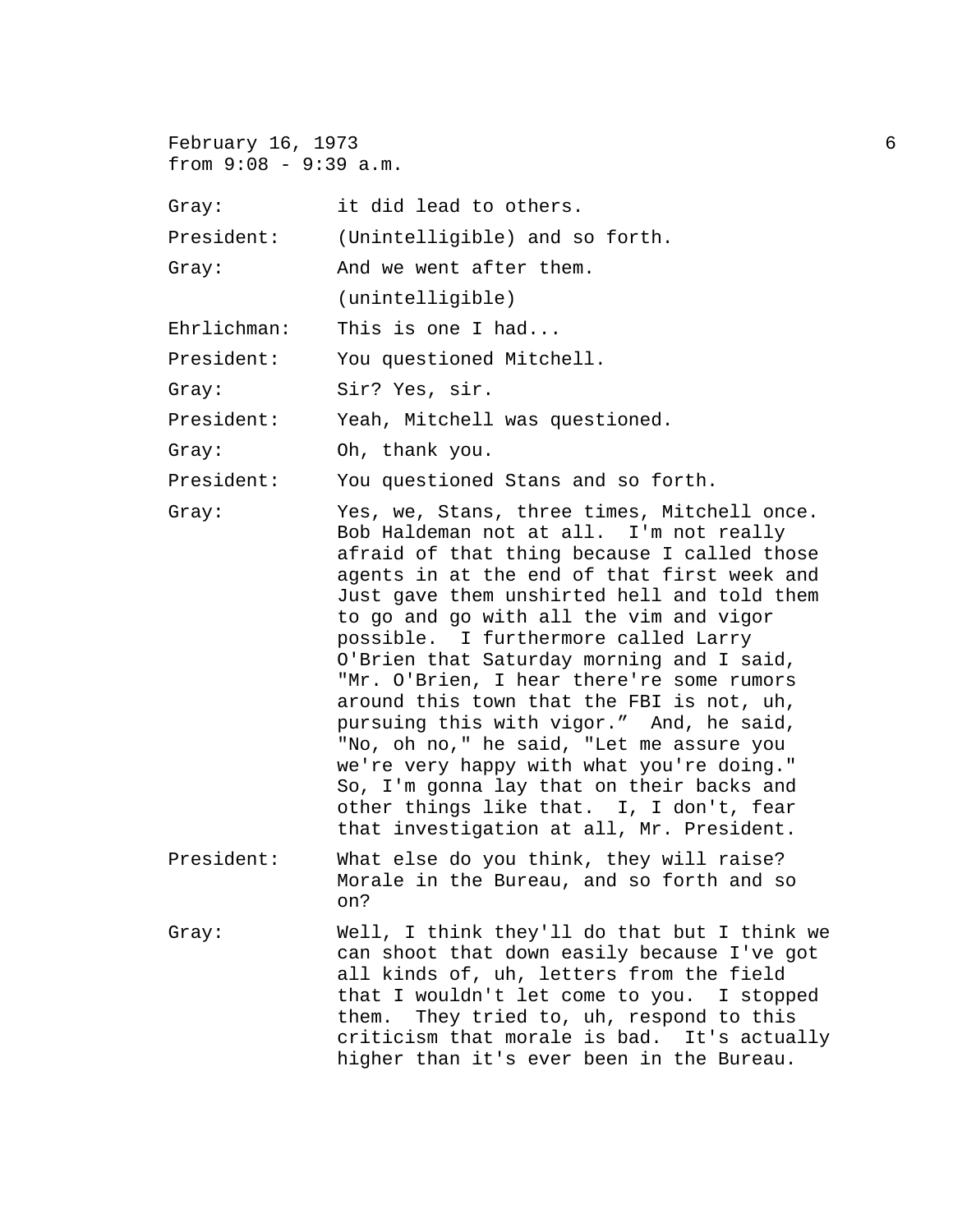February 16, 1973
from 9:08 - 9:39 a.m.

Gray: it did lead to others.

President: (Unintelligible) and so forth.

Gray: And we went after them.
(unintelligible)

Ehrlichman: This is one I had...

President: You questioned Mitchell.

Gray: Sir? Yes, sir.

President: Yeah, Mitchell was questioned.

Gray: Oh, thank you.

President: You questioned Stans and so forth.

Gray: Yes, we, Stans, three times, Mitchell once. Bob Haldeman not at all. I'm not really afraid of that thing because I called those agents in at the end of that first week and Just gave them unshirted hell and told them to go and go with all the vim and vigor possible. I furthermore called Larry O'Brien that Saturday morning and I said, "Mr. O'Brien, I hear there're some rumors around this town that the FBI is not, uh, pursuing this with vigor." And, he said, "No, oh no," he said, "Let me assure you we're very happy with what you're doing." So, I'm gonna lay that on their backs and other things like that. I, I don't, fear that investigation at all, Mr. President.

President: What else do you think, they will raise? Morale in the Bureau, and so forth and so on?

Gray: Well, I think they'll do that but I think we can shoot that down easily because I've got all kinds of, uh, letters from the field that I wouldn't let come to you. I stopped them. They tried to, uh, respond to this criticism that morale is bad. It's actually higher than it's ever been in the Bureau.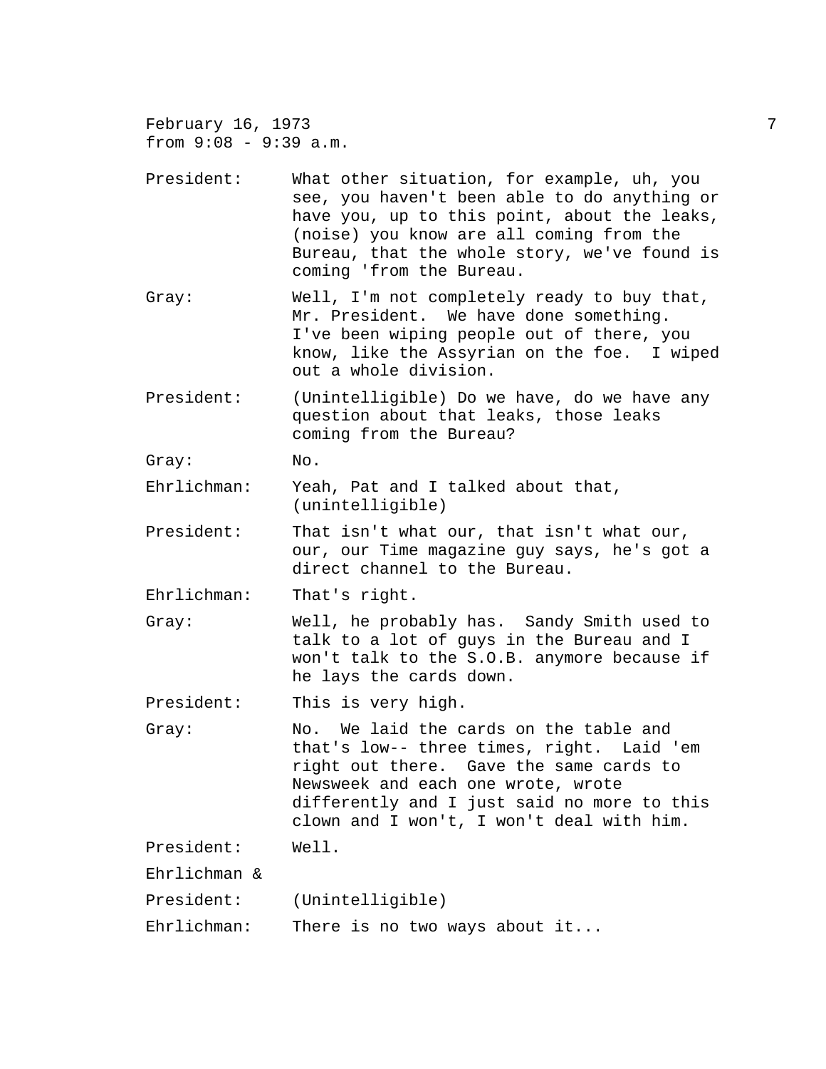February 16, 1973
from 9:08 - 9:39 a.m.

President: What other situation, for example, uh, you see, you haven't been able to do anything or have you, up to this point, about the leaks, (noise) you know are all coming from the Bureau, that the whole story, we've found is coming 'from the Bureau.

Gray: Well, I'm not completely ready to buy that, Mr. President. We have done something. I've been wiping people out of there, you know, like the Assyrian on the foe. I wiped out a whole division.

President: (Unintelligible) Do we have, do we have any question about that leaks, those leaks coming from the Bureau?

Gray: No.

Ehrlichman: Yeah, Pat and I talked about that, (unintelligible)

President: That isn't what our, that isn't what our, our, our Time magazine guy says, he's got a direct channel to the Bureau.

Ehrlichman: That's right.

Gray: Well, he probably has. Sandy Smith used to talk to a lot of guys in the Bureau and I won't talk to the S.O.B. anymore because if he lays the cards down.

President: This is very high.

Gray: No. We laid the cards on the table and that's low-- three times, right. Laid 'em right out there. Gave the same cards to Newsweek and each one wrote, wrote differently and I just said no more to this clown and I won't, I won't deal with him.

President: Well.

Ehrlichman &
President: (Unintelligible)

Ehrlichman: There is no two ways about it...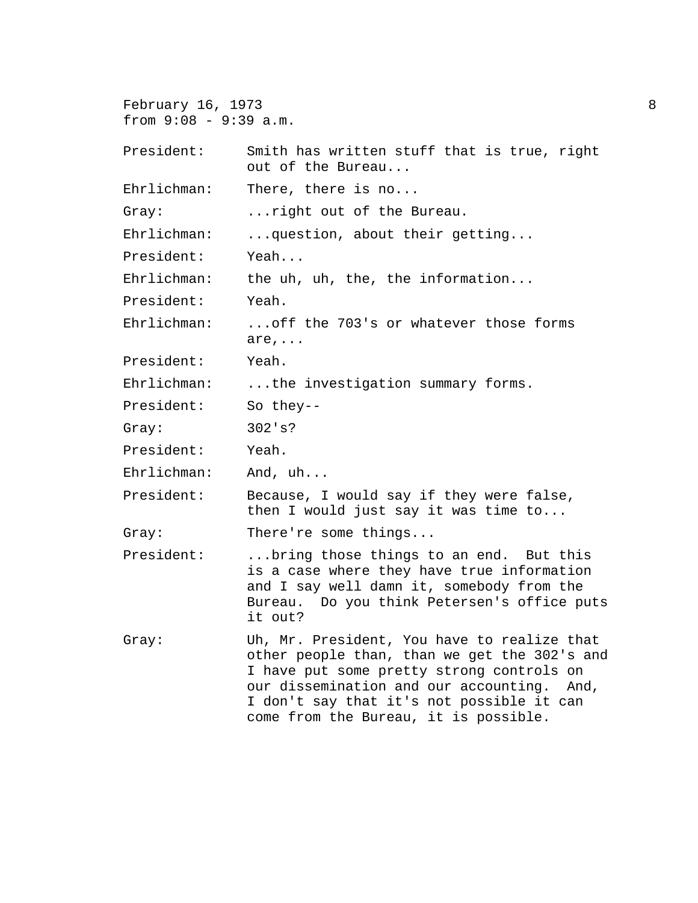February 16, 1973
from 9:08 - 9:39 a.m.

President: Smith has written stuff that is true, right out of the Bureau...

Ehrlichman: There, there is no...

Gray: ...right out of the Bureau.

Ehrlichman: ...question, about their getting...

President: Yeah...

Ehrlichman: the uh, uh, the, the information...

President: Yeah.

Ehrlichman: ...off the 703's or whatever those forms are,...

President: Yeah.

Ehrlichman: ...the investigation summary forms.

President: So they--

Gray: 302's?

President: Yeah.

Ehrlichman: And, uh...

President: Because, I would say if they were false, then I would just say it was time to...

Gray: There're some things...

President: ...bring those things to an end. But this is a case where they have true information and I say well damn it, somebody from the Bureau. Do you think Petersen's office puts it out?

Gray: Uh, Mr. President, You have to realize that other people than, than we get the 302's and I have put some pretty strong controls on our dissemination and our accounting. And, I don't say that it's not possible it can come from the Bureau, it is possible.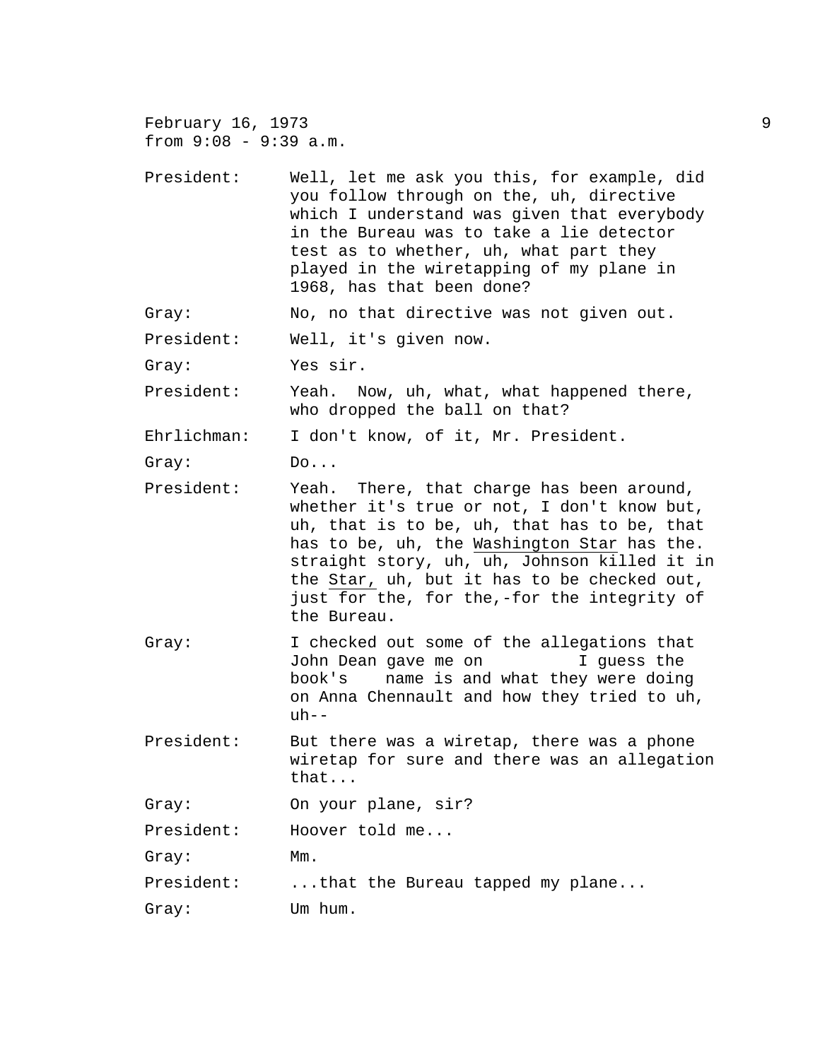February 16, 1973
from 9:08 - 9:39 a.m.

President: Well, let me ask you this, for example, did you follow through on the, uh, directive which I understand was given that everybody in the Bureau was to take a lie detector test as to whether, uh, what part they played in the wiretapping of my plane in 1968, has that been done?

Gray: No, no that directive was not given out.

President: Well, it's given now.

Gray: Yes sir.

President: Yeah. Now, uh, what, what happened there, who dropped the ball on that?

Ehrlichman: I don't know, of it, Mr. President.

Gray: Do...

President: Yeah. There, that charge has been around, whether it's true or not, I don't know but, uh, that is to be, uh, that has to be, that has to be, uh, the Washington Star has the. straight story, uh, uh, Johnson killed it in the Star, uh, but it has to be checked out, just for the, for the,-for the integrity of the Bureau.

Gray: I checked out some of the allegations that John Dean gave me on I guess the book's name is and what they were doing on Anna Chennault and how they tried to uh, uh--

President: But there was a wiretap, there was a phone wiretap for sure and there was an allegation that...

Gray: On your plane, sir?

President: Hoover told me...

Gray: Mm.

President: ...that the Bureau tapped my plane...

Gray: Um hum.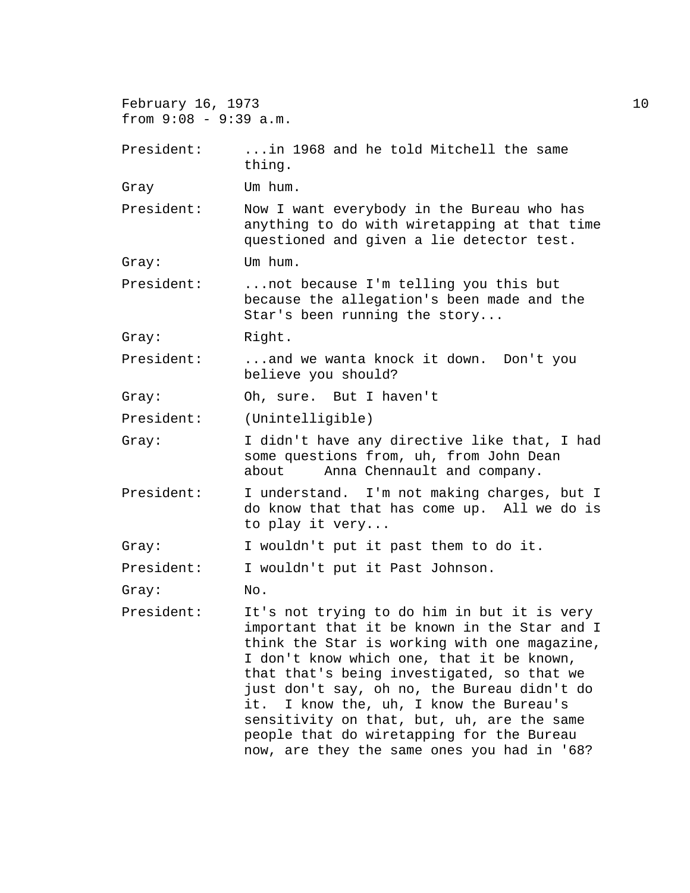February 16, 1973
from 9:08 - 9:39 a.m.

President: ...in 1968 and he told Mitchell the same thing.

Gray Um hum.

President: Now I want everybody in the Bureau who has anything to do with wiretapping at that time questioned and given a lie detector test.

Gray: Um hum.

President: ...not because I'm telling you this but because the allegation's been made and the Star's been running the story...

Gray: Right.

President: ...and we wanta knock it down. Don't you believe you should?

Gray: Oh, sure. But I haven't

President: (Unintelligible)

Gray: I didn't have any directive like that, I had some questions from, uh, from John Dean about Anna Chennault and company.

President: I understand. I'm not making charges, but I do know that that has come up. All we do is to play it very...

Gray: I wouldn't put it past them to do it.

President: I wouldn't put it Past Johnson.

Gray: No.

President: It's not trying to do him in but it is very important that it be known in the Star and I think the Star is working with one magazine, I don't know which one, that it be known, that that's being investigated, so that we just don't say, oh no, the Bureau didn't do it. I know the, uh, I know the Bureau's sensitivity on that, but, uh, are the same people that do wiretapping for the Bureau now, are they the same ones you had in '68?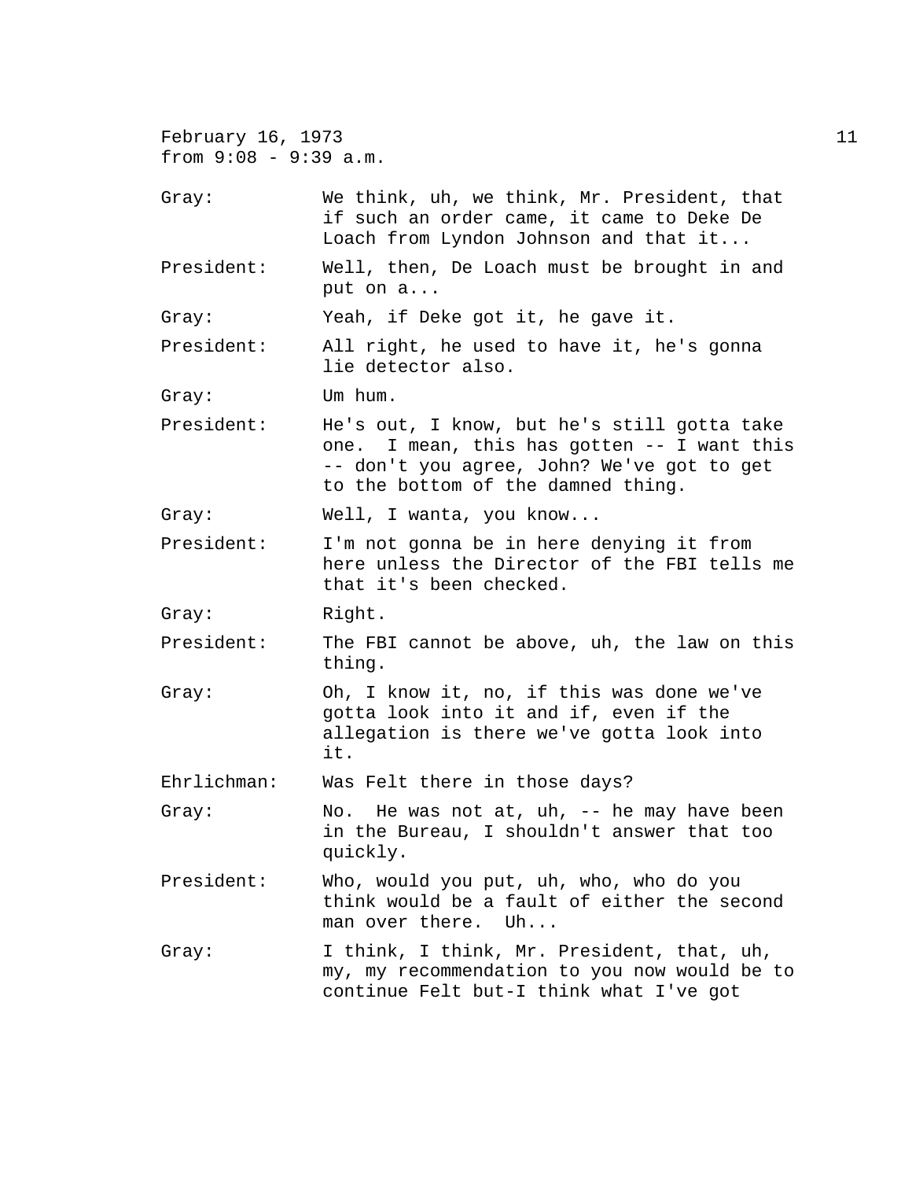February 16, 1973
from 9:08 - 9:39 a.m.

Gray: We think, uh, we think, Mr. President, that if such an order came, it came to Deke De Loach from Lyndon Johnson and that it...

President: Well, then, De Loach must be brought in and put on a...

Gray: Yeah, if Deke got it, he gave it.

President: All right, he used to have it, he's gonna lie detector also.

Gray: Um hum.

President: He's out, I know, but he's still gotta take one. I mean, this has gotten -- I want this -- don't you agree, John? We've got to get to the bottom of the damned thing.

Gray: Well, I wanta, you know...

President: I'm not gonna be in here denying it from here unless the Director of the FBI tells me that it's been checked.

Gray: Right.

President: The FBI cannot be above, uh, the law on this thing.

Gray: Oh, I know it, no, if this was done we've gotta look into it and if, even if the allegation is there we've gotta look into it.

Ehrlichman: Was Felt there in those days?

Gray: No. He was not at, uh, -- he may have been in the Bureau, I shouldn't answer that too quickly.

President: Who, would you put, uh, who, who do you think would be a fault of either the second man over there. Uh...

Gray: I think, I think, Mr. President, that, uh, my, my recommendation to you now would be to continue Felt but-I think what I've got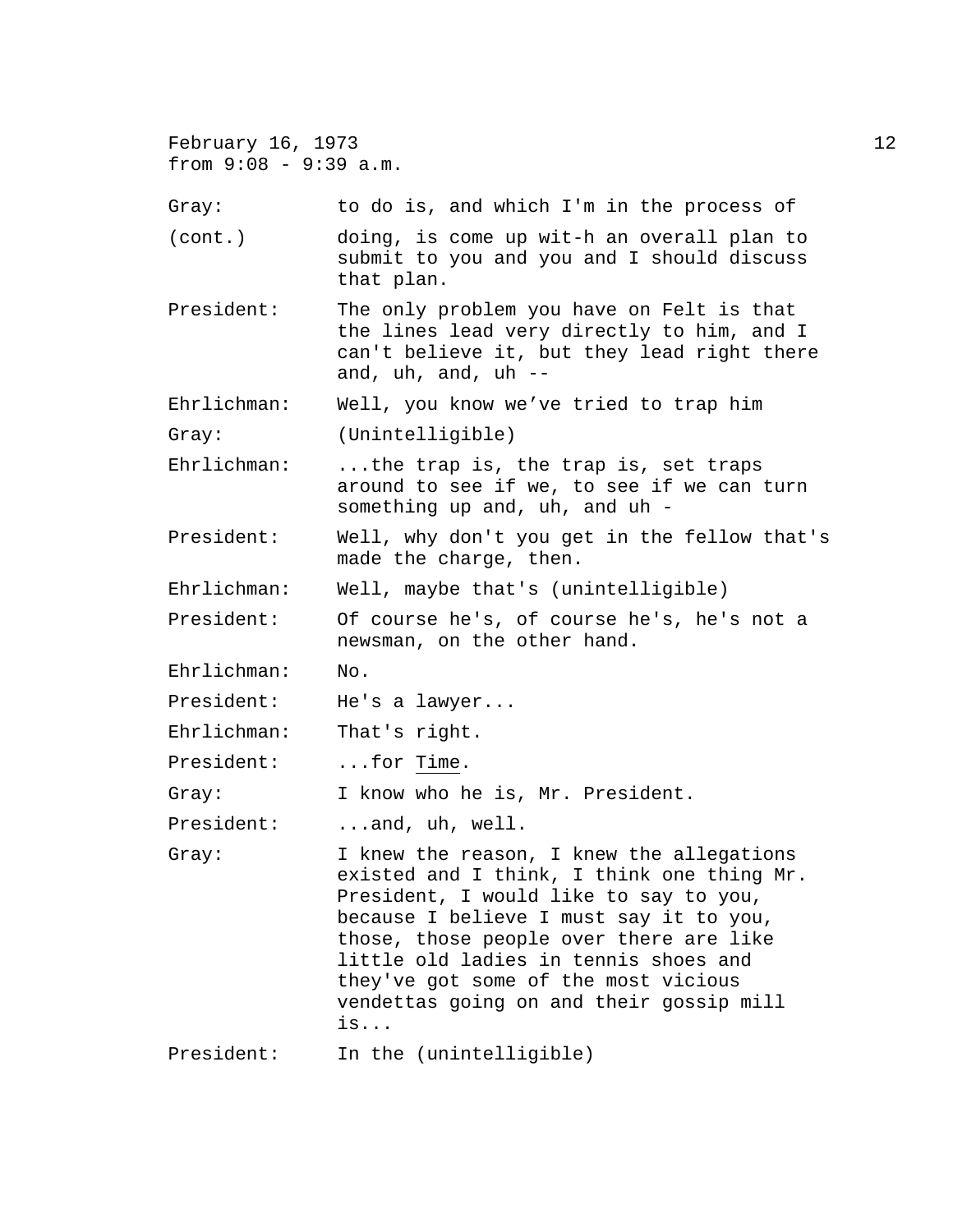February 16, 1973
from 9:08 - 9:39 a.m.

Gray: to do is, and which I'm in the process of
(cont.) doing, is come up wit-h an overall plan to submit to you and you and I should discuss that plan.

President: The only problem you have on Felt is that the lines lead very directly to him, and I can't believe it, but they lead right there and, uh, and, uh --

Ehrlichman: Well, you know we've tried to trap him

Gray: (Unintelligible)

Ehrlichman: ...the trap is, the trap is, set traps around to see if we, to see if we can turn something up and, uh, and uh -

President: Well, why don't you get in the fellow that's made the charge, then.

Ehrlichman: Well, maybe that's (unintelligible)

President: Of course he's, of course he's, he's not a newsman, on the other hand.

Ehrlichman: No.

President: He's a lawyer...

Ehrlichman: That's right.

President: ...for Time.

Gray: I know who he is, Mr. President.

President: ...and, uh, well.

Gray: I knew the reason, I knew the allegations existed and I think, I think one thing Mr. President, I would like to say to you, because I believe I must say it to you, those, those people over there are like little old ladies in tennis shoes and they've got some of the most vicious vendettas going on and their gossip mill is...

President: In the (unintelligible)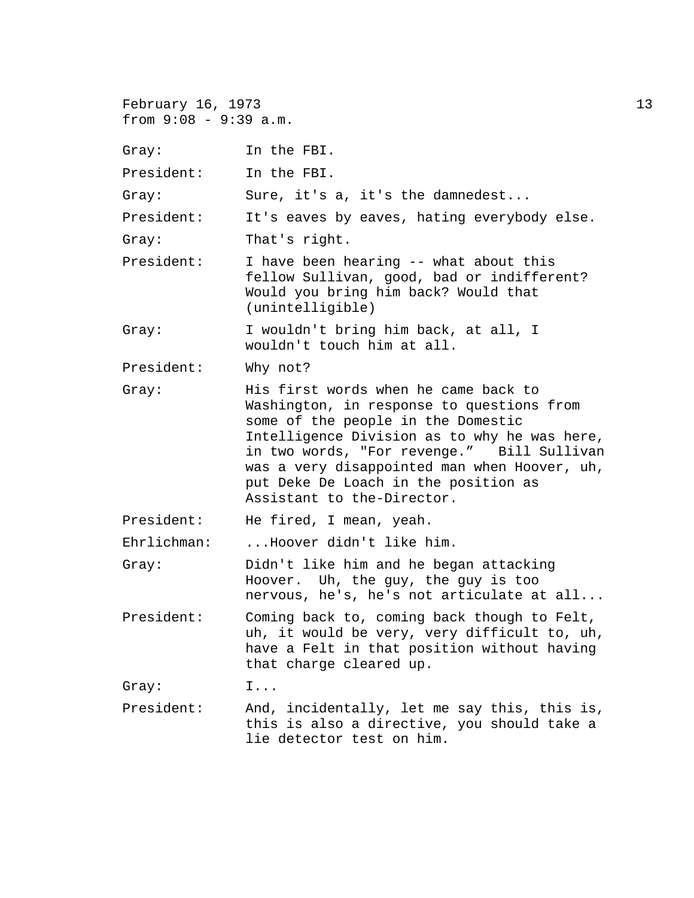February 16, 1973
from 9:08 - 9:39 a.m.

Gray: In the FBI.

President: In the FBI.

Gray: Sure, it's a, it's the damnedest...

President: It's eaves by eaves, hating everybody else.

Gray: That's right.

President: I have been hearing -- what about this fellow Sullivan, good, bad or indifferent? Would you bring him back? Would that (unintelligible)

Gray: I wouldn't bring him back, at all, I wouldn't touch him at all.

President: Why not?

Gray: His first words when he came back to Washington, in response to questions from some of the people in the Domestic Intelligence Division as to why he was here, in two words, "For revenge." Bill Sullivan was a very disappointed man when Hoover, uh, put Deke De Loach in the position as Assistant to the-Director.

President: He fired, I mean, yeah.

Ehrlichman: ...Hoover didn't like him.

Gray: Didn't like him and he began attacking Hoover. Uh, the guy, the guy is too nervous, he's, he's not articulate at all...

President: Coming back to, coming back though to Felt, uh, it would be very, very difficult to, uh, have a Felt in that position without having that charge cleared up.

Gray: I...

President: And, incidentally, let me say this, this is, this is also a directive, you should take a lie detector test on him.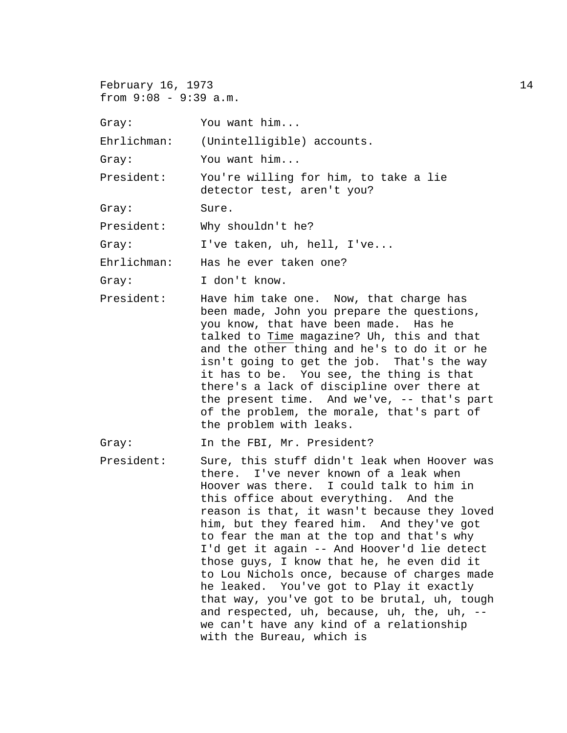February 16, 1973
from 9:08 - 9:39 a.m.

Gray: You want him...

Ehrlichman: (Unintelligible) accounts.

Gray: You want him...

President: You're willing for him, to take a lie detector test, aren't you?

Gray: Sure.

President: Why shouldn't he?

Gray: I've taken, uh, hell, I've...

Ehrlichman: Has he ever taken one?

Gray: I don't know.

President: Have him take one. Now, that charge has been made, John you prepare the questions, you know, that have been made. Has he talked to *Time* magazine? Uh, this and that and the other thing and he's to do it or he isn't going to get the job. That's the way it has to be. You see, the thing is that there's a lack of discipline over there at the present time. And we've, -- that's part of the problem, the morale, that's part of the problem with leaks.

Gray: In the FBI, Mr. President?

President: Sure, this stuff didn't leak when Hoover was there. I've never known of a leak when Hoover was there. I could talk to him in this office about everything. And the reason is that, it wasn't because they loved him, but they feared him. And they've got to fear the man at the top and that's why I'd get it again -- And Hoover'd lie detect those guys, I know that he, he even did it to Lou Nichols once, because of charges made he leaked. You've got to Play it exactly that way, you've got to be brutal, uh, tough and respected, uh, because, uh, the, uh, -- we can't have any kind of a relationship with the Bureau, which is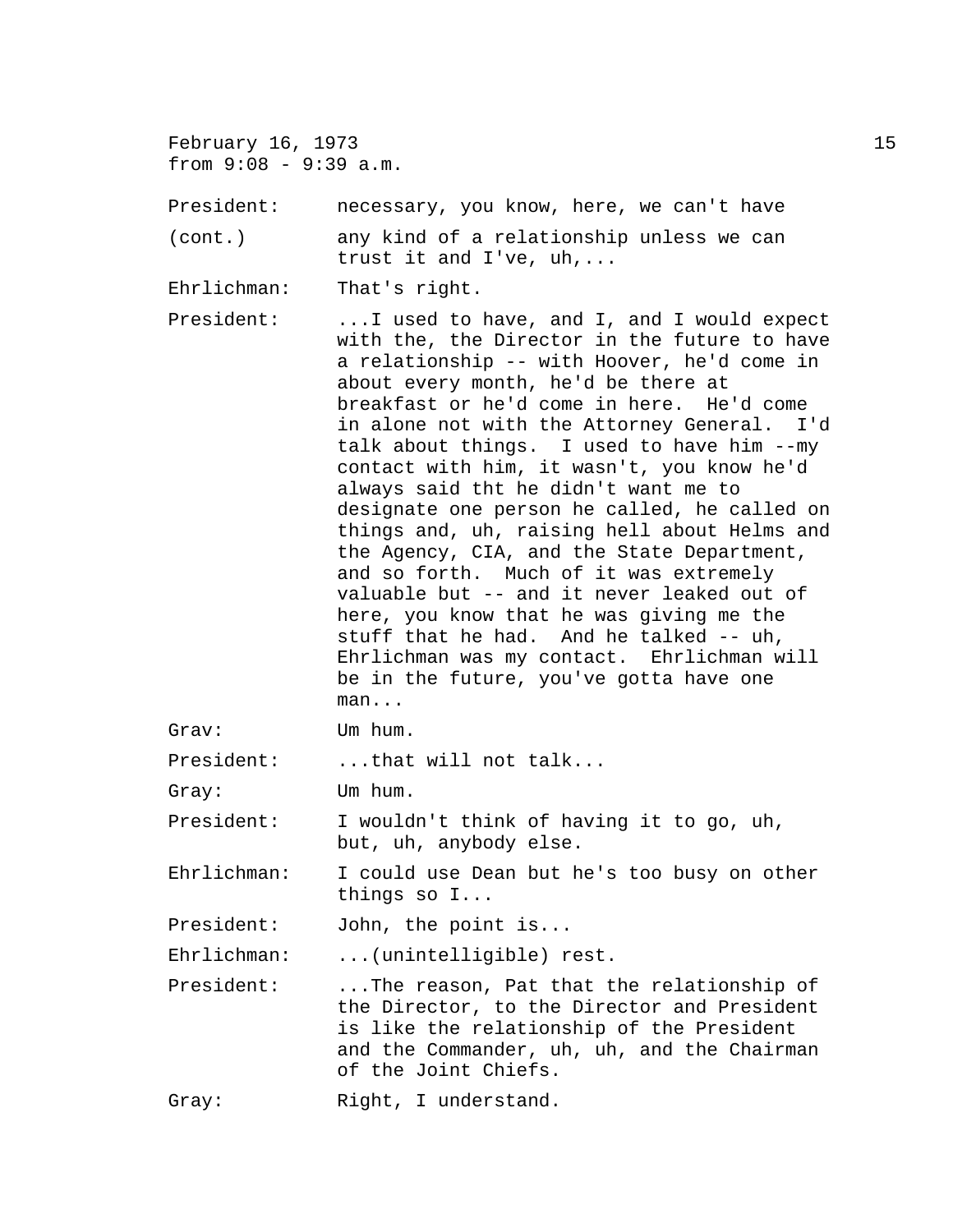February 16, 1973
from 9:08 - 9:39 a.m.

President: (cont.) necessary, you know, here, we can't have any kind of a relationship unless we can trust it and I've, uh,...

Ehrlichman: That's right.

President: ...I used to have, and I, and I would expect with the, the Director in the future to have a relationship -- with Hoover, he'd come in about every month, he'd be there at breakfast or he'd come in here. He'd come in alone not with the Attorney General. I'd talk about things. I used to have him --my contact with him, it wasn't, you know he'd always said tht he didn't want me to designate one person he called, he called on things and, uh, raising hell about Helms and the Agency, CIA, and the State Department, and so forth. Much of it was extremely valuable but -- and it never leaked out of here, you know that he was giving me the stuff that he had. And he talked -- uh, Ehrlichman was my contact. Ehrlichman will be in the future, you've gotta have one man...

Grav: Um hum.

President: ...that will not talk...

Gray: Um hum.

President: I wouldn't think of having it to go, uh, but, uh, anybody else.

Ehrlichman: I could use Dean but he's too busy on other things so I...

President: John, the point is...

Ehrlichman: ...(unintelligible) rest.

President: ...The reason, Pat that the relationship of the Director, to the Director and President is like the relationship of the President and the Commander, uh, uh, and the Chairman of the Joint Chiefs.

Gray: Right, I understand.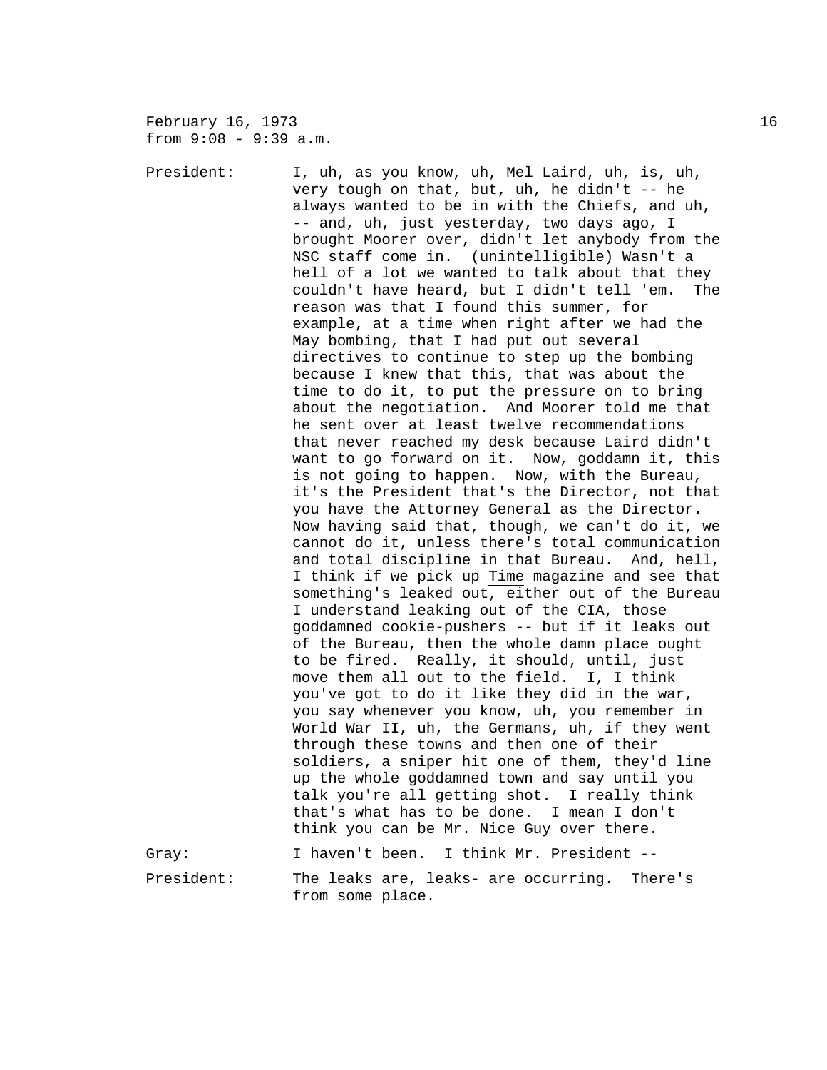February 16, 1973
from 9:08 - 9:39 a.m.

President: I, uh, as you know, uh, Mel Laird, uh, is, uh, very tough on that, but, uh, he didn't -- he always wanted to be in with the Chiefs, and uh, -- and, uh, just yesterday, two days ago, I brought Moorer over, didn't let anybody from the NSC staff come in. (unintelligible) Wasn't a hell of a lot we wanted to talk about that they couldn't have heard, but I didn't tell 'em. The reason was that I found this summer, for example, at a time when right after we had the May bombing, that I had put out several directives to continue to step up the bombing because I knew that this, that was about the time to do it, to put the pressure on to bring about the negotiation. And Moorer told me that he sent over at least twelve recommendations that never reached my desk because Laird didn't want to go forward on it. Now, goddamn it, this is not going to happen. Now, with the Bureau, it's the President that's the Director, not that you have the Attorney General as the Director. Now having said that, though, we can't do it, we cannot do it, unless there's total communication and total discipline in that Bureau. And, hell, I think if we pick up Time magazine and see that something's leaked out, either out of the Bureau I understand leaking out of the CIA, those goddamned cookie-pushers -- but if it leaks out of the Bureau, then the whole damn place ought to be fired. Really, it should, until, just move them all out to the field. I, I think you've got to do it like they did in the war, you say whenever you know, uh, you remember in World War II, uh, the Germans, uh, if they went through these towns and then one of their soldiers, a sniper hit one of them, they'd line up the whole goddamned town and say until you talk you're all getting shot. I really think that's what has to be done. I mean I don't think you can be Mr. Nice Guy over there.

Gray: I haven't been. I think Mr. President --

President: The leaks are, leaks- are occurring. There's from some place.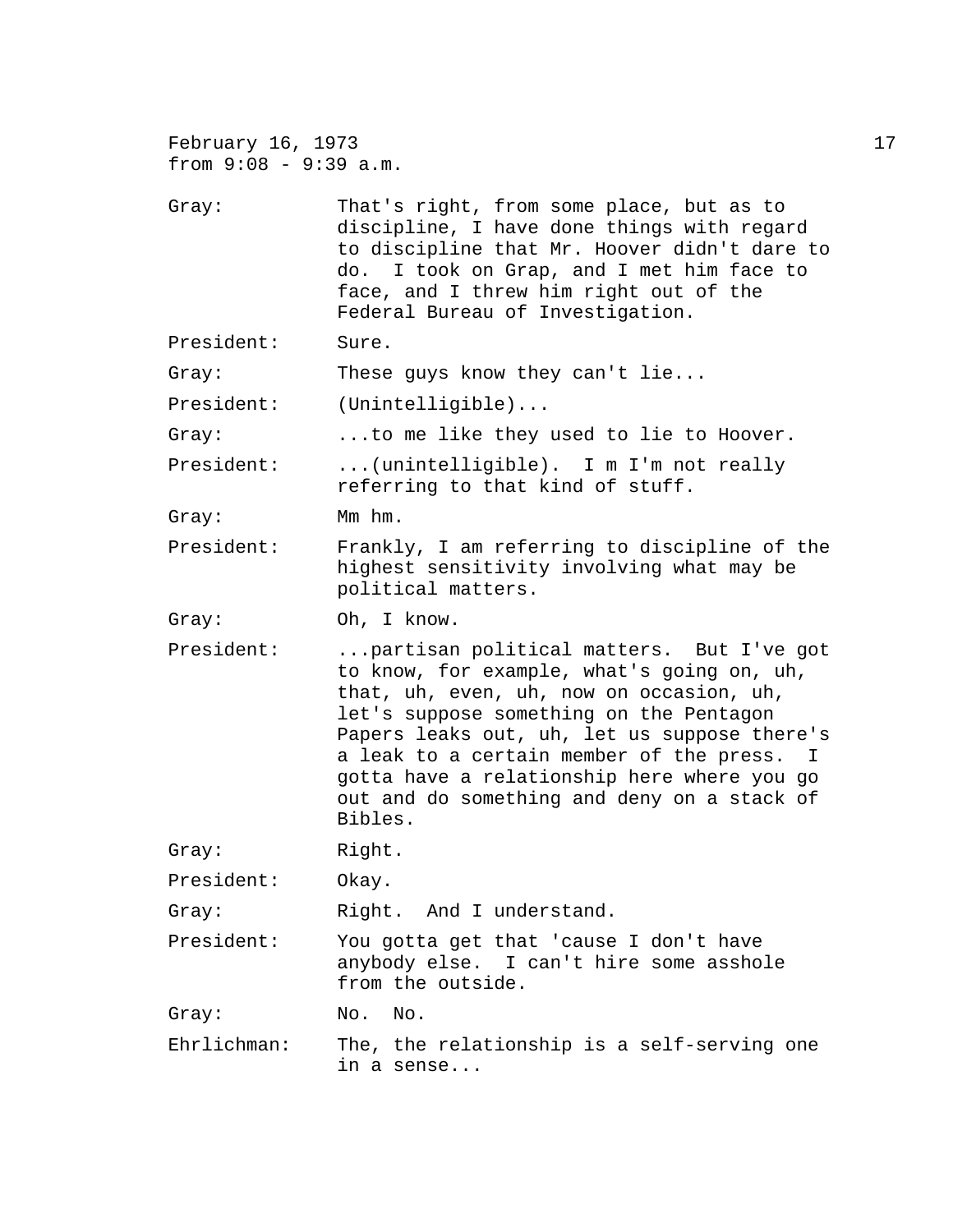February 16, 1973
from 9:08 - 9:39 a.m.

Gray: That's right, from some place, but as to discipline, I have done things with regard to discipline that Mr. Hoover didn't dare to do. I took on Grap, and I met him face to face, and I threw him right out of the Federal Bureau of Investigation.

President: Sure.

Gray: These guys know they can't lie...

President: (Unintelligible)...

Gray: ...to me like they used to lie to Hoover.

President: ...(unintelligible). I m I'm not really referring to that kind of stuff.

Gray: Mm hm.

President: Frankly, I am referring to discipline of the highest sensitivity involving what may be political matters.

Gray: Oh, I know.

President: ...partisan political matters. But I've got to know, for example, what's going on, uh, that, uh, even, uh, now on occasion, uh, let's suppose something on the Pentagon Papers leaks out, uh, let us suppose there's a leak to a certain member of the press. I gotta have a relationship here where you go out and do something and deny on a stack of Bibles.

Gray: Right.

President: Okay.

Gray: Right. And I understand.

President: You gotta get that 'cause I don't have anybody else. I can't hire some asshole from the outside.

Gray: No. No.

Ehrlichman: The, the relationship is a self-serving one in a sense...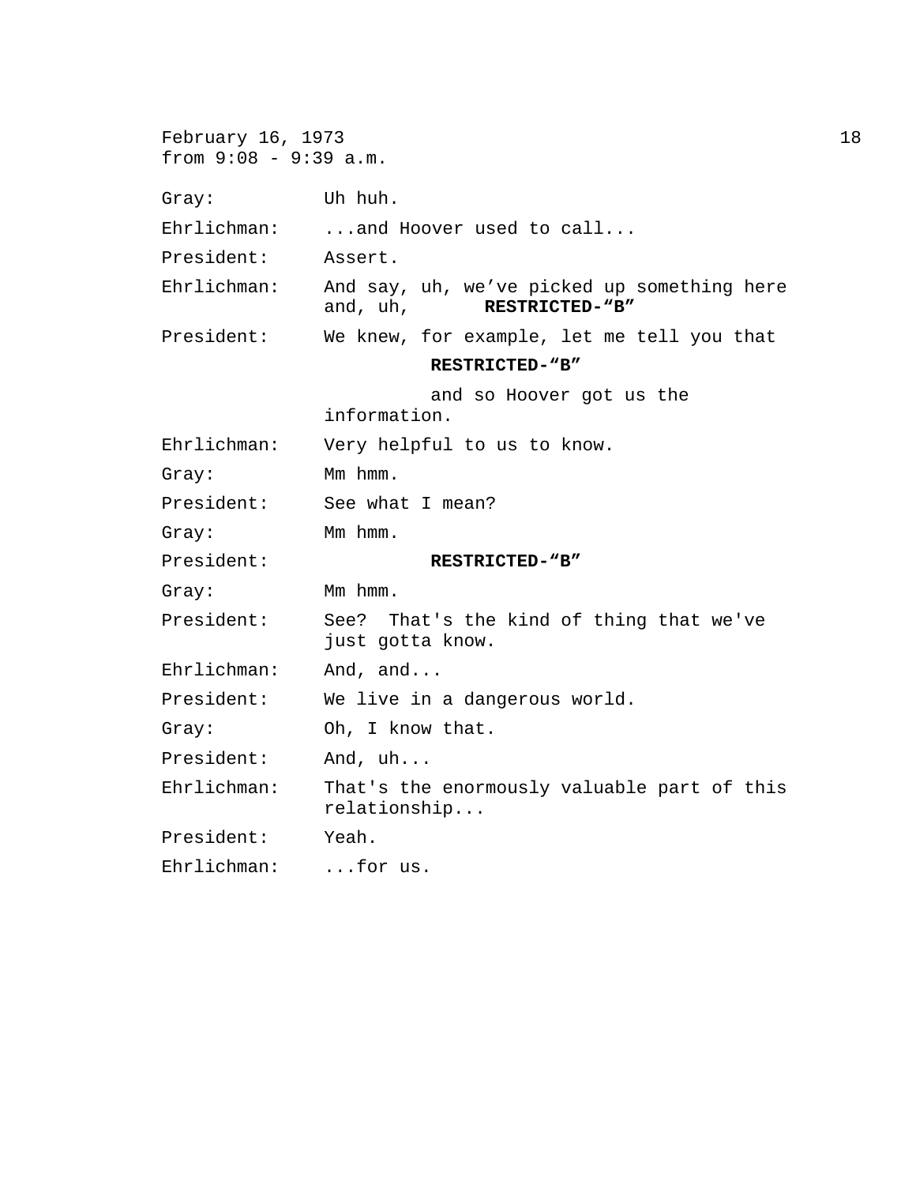February 16, 1973
from 9:08 - 9:39 a.m.

Gray: Uh huh.

Ehrlichman: ...and Hoover used to call...

President: Assert.

Ehrlichman: And say, uh, we've picked up something here and, uh, **RESTRICTED-"B"**

President: We knew, for example, let me tell you that

**RESTRICTED-"B"**

and so Hoover got us the information.

Ehrlichman: Very helpful to us to know.

Gray: Mm hmm.

President: See what I mean?

Gray: Mm hmm.

President: **RESTRICTED-"B"**

Gray: Mm hmm.

President: See? That's the kind of thing that we've just gotta know.

Ehrlichman: And, and...

President: We live in a dangerous world.

Gray: Oh, I know that.

President: And, uh...

Ehrlichman: That's the enormously valuable part of this relationship...

President: Yeah.

Ehrlichman: ...for us.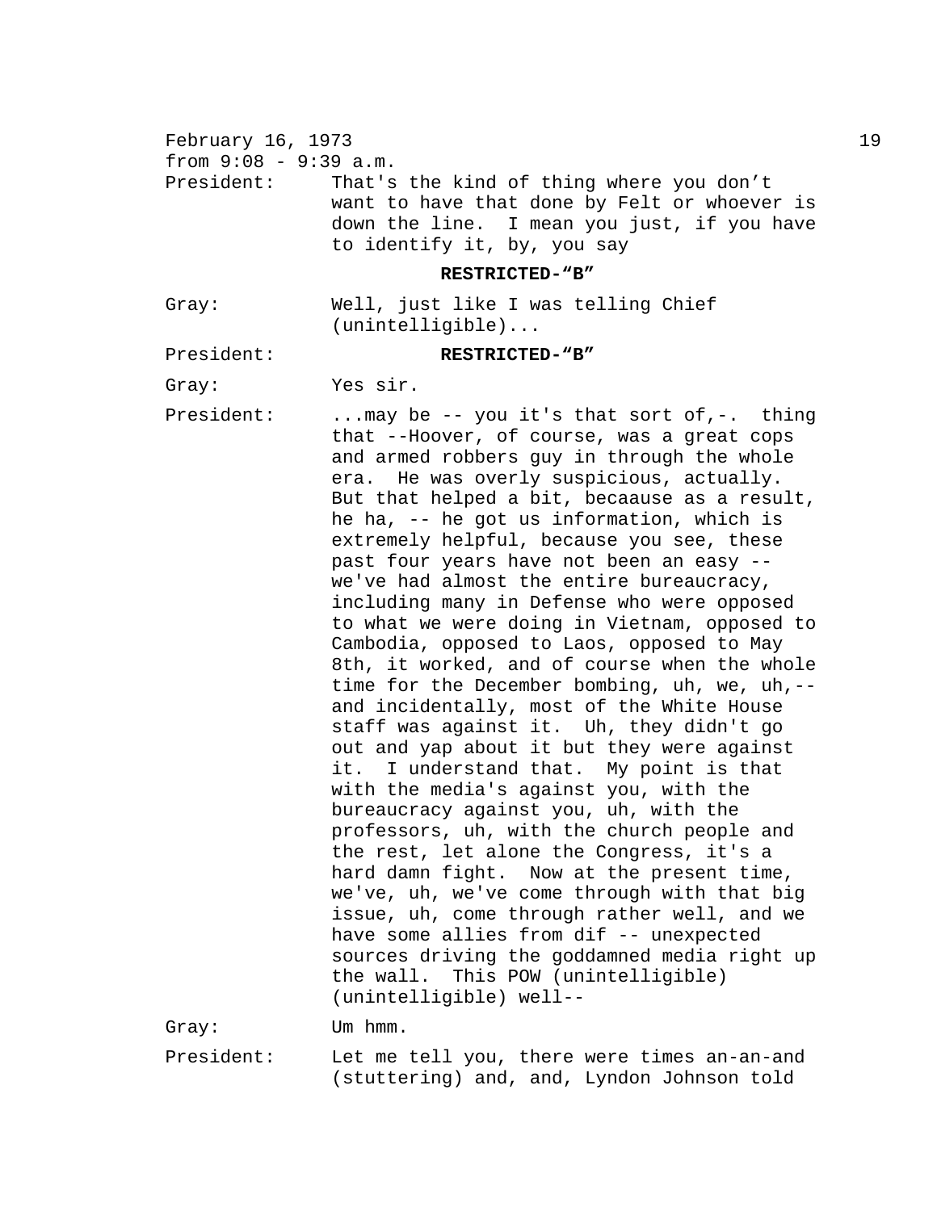February 16, 1973
from 9:08 - 9:39 a.m.

President: That's the kind of thing where you don't want to have that done by Felt or whoever is down the line. I mean you just, if you have to identify it, by, you say

**RESTRICTED-"B"**

Gray: Well, just like I was telling Chief (unintelligible)...

President: **RESTRICTED-"B"**

Gray: Yes sir.

President: ...may be -- you it's that sort of,-. thing that --Hoover, of course, was a great cops and armed robbers guy in through the whole era. He was overly suspicious, actually. But that helped a bit, becaause as a result, he ha, -- he got us information, which is extremely helpful, because you see, these past four years have not been an easy -- we've had almost the entire bureaucracy, including many in Defense who were opposed to what we were doing in Vietnam, opposed to Cambodia, opposed to Laos, opposed to May 8th, it worked, and of course when the whole time for the December bombing, uh, we, uh,-- and incidentally, most of the White House staff was against it. Uh, they didn't go out and yap about it but they were against it. I understand that. My point is that with the media's against you, with the bureaucracy against you, uh, with the professors, uh, with the church people and the rest, let alone the Congress, it's a hard damn fight. Now at the present time, we've, uh, we've come through with that big issue, uh, come through rather well, and we have some allies from dif -- unexpected sources driving the goddamned media right up the wall. This POW (unintelligible) (unintelligible) well--

Gray: Um hmm.

President: Let me tell you, there were times an-an-and (stuttering) and, and, Lyndon Johnson told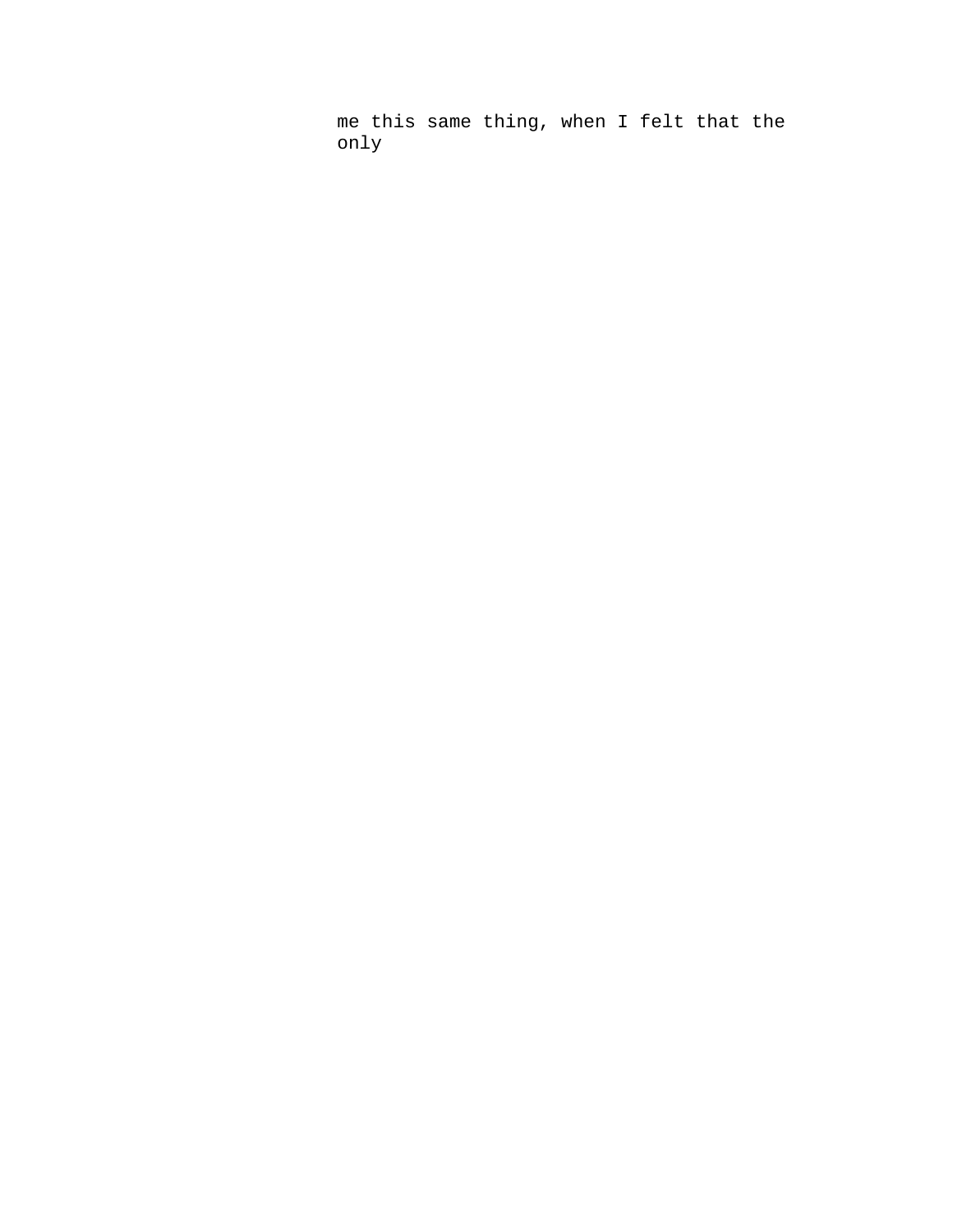me this same thing, when I felt that the only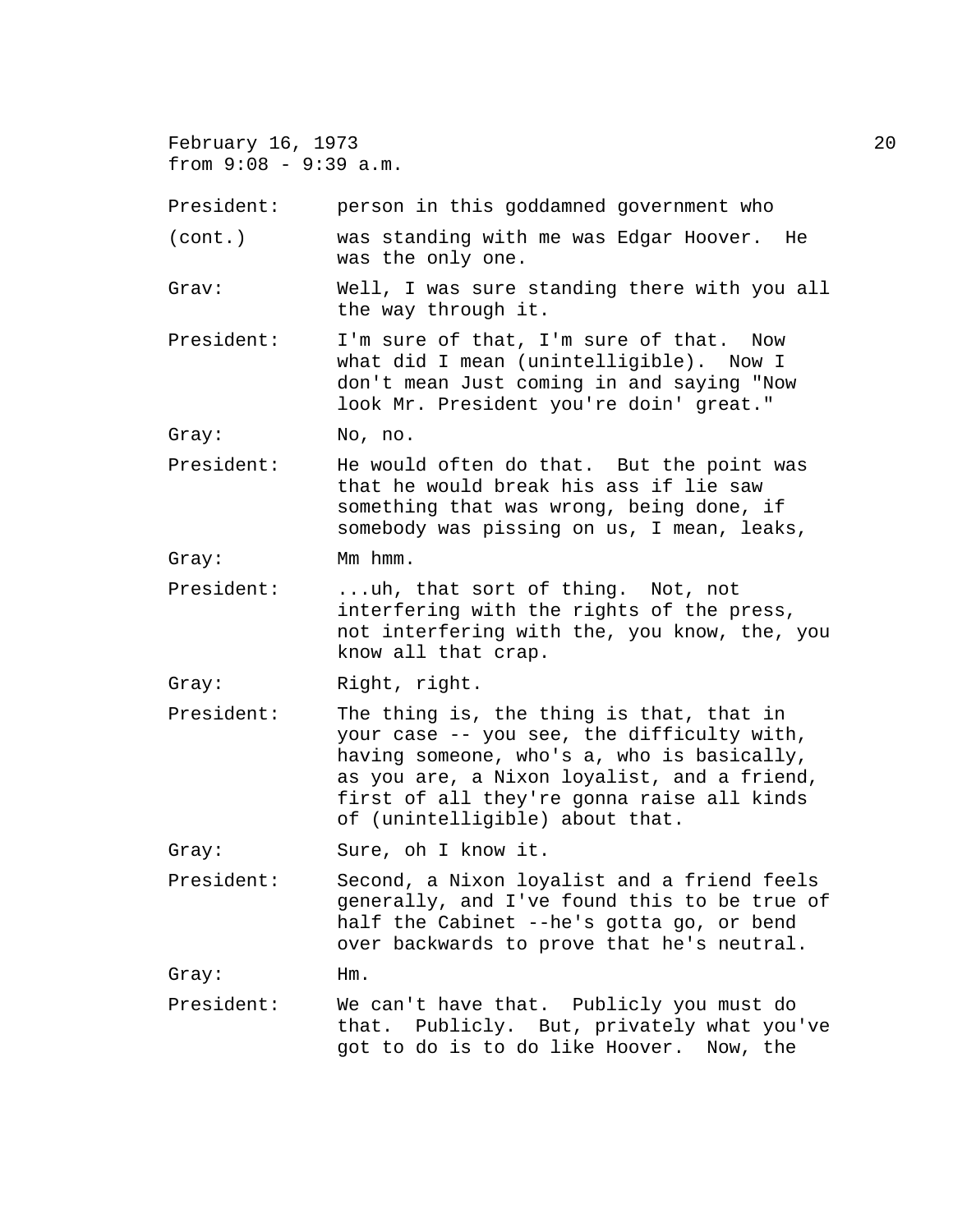February 16, 1973
from 9:08 - 9:39 a.m.

President: person in this goddamned government who
(cont.) was standing with me was Edgar Hoover. He was the only one.

Grav: Well, I was sure standing there with you all the way through it.

President: I'm sure of that, I'm sure of that. Now what did I mean (unintelligible). Now I don't mean Just coming in and saying "Now look Mr. President you're doin' great."

Gray: No, no.

President: He would often do that. But the point was that he would break his ass if lie saw something that was wrong, being done, if somebody was pissing on us, I mean, leaks,

Gray: Mm hmm.

President: ...uh, that sort of thing. Not, not interfering with the rights of the press, not interfering with the, you know, the, you know all that crap.

Gray: Right, right.

President: The thing is, the thing is that, that in your case -- you see, the difficulty with, having someone, who's a, who is basically, as you are, a Nixon loyalist, and a friend, first of all they're gonna raise all kinds of (unintelligible) about that.

Gray: Sure, oh I know it.

President: Second, a Nixon loyalist and a friend feels generally, and I've found this to be true of half the Cabinet --he's gotta go, or bend over backwards to prove that he's neutral.

Gray: Hm.

President: We can't have that. Publicly you must do that. Publicly. But, privately what you've got to do is to do like Hoover. Now, the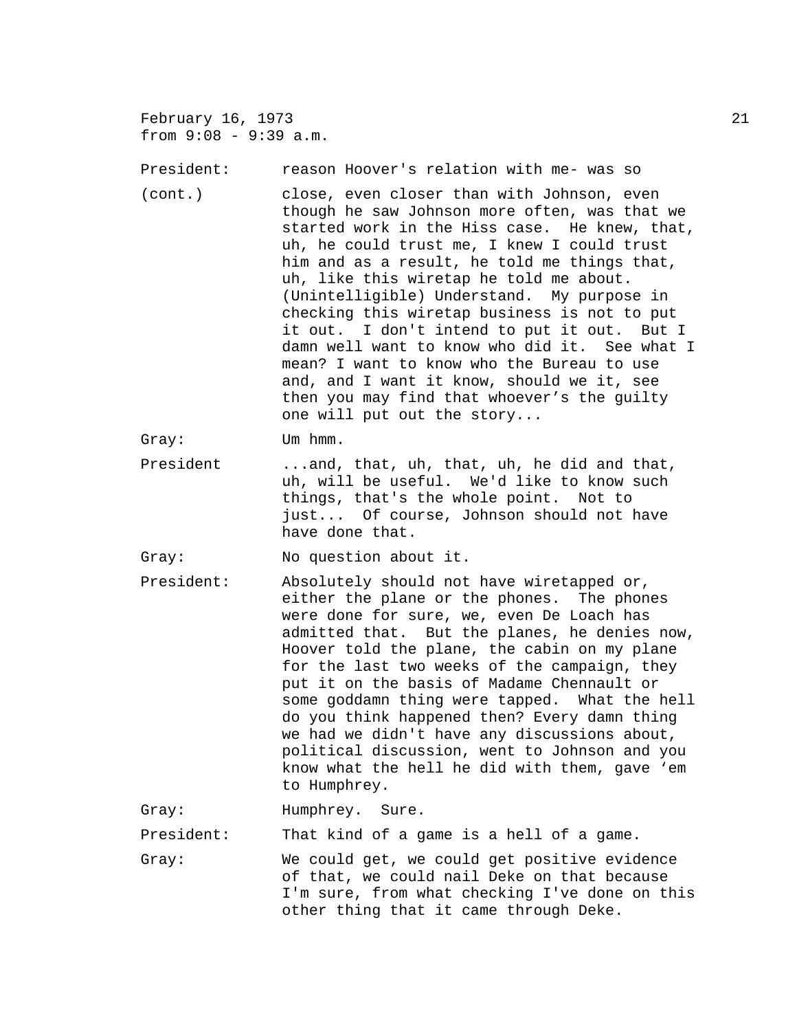**President:** reason Hoover's relation with me- was so close, even closer than with Johnson, even though he saw Johnson more often, was that we started work in the Hiss case. He knew, that, uh, he could trust me, I knew I could trust him and as a result, he told me things that, uh, like this wiretap he told me about. (Unintelligible) Understand. My purpose in checking this wiretap business is not to put it out. I don't intend to put it out. But I damn well want to know who did it. See what I mean? I want to know who the Bureau to use and, and I want it know, should we it, see then you may find that whoever's the guilty one will put out the story...

**Gray:** Um hmm.

**President** ...and, that, uh, that, uh, he did and that, uh, will be useful. We'd like to know such things, that's the whole point. Not to just... Of course, Johnson should not have have done that.

**Gray:** No question about it.

**President:** Absolutely should not have wiretapped or, either the plane or the phones. The phones were done for sure, we, even De Loach has admitted that. But the planes, he denies now, Hoover told the plane, the cabin on my plane for the last two weeks of the campaign, they put it on the basis of Madame Chennault or some goddamn thing were tapped. What the hell do you think happened then? Every damn thing we had we didn't have any discussions about, political discussion, went to Johnson and you know what the hell he did with them, gave 'em to Humphrey.

**Gray:** Humphrey. Sure.

**President:** That kind of a game is a hell of a game.

**Gray:** We could get, we could get positive evidence of that, we could nail Deke on that because I'm sure, from what checking I've done on this other thing that it came through Deke.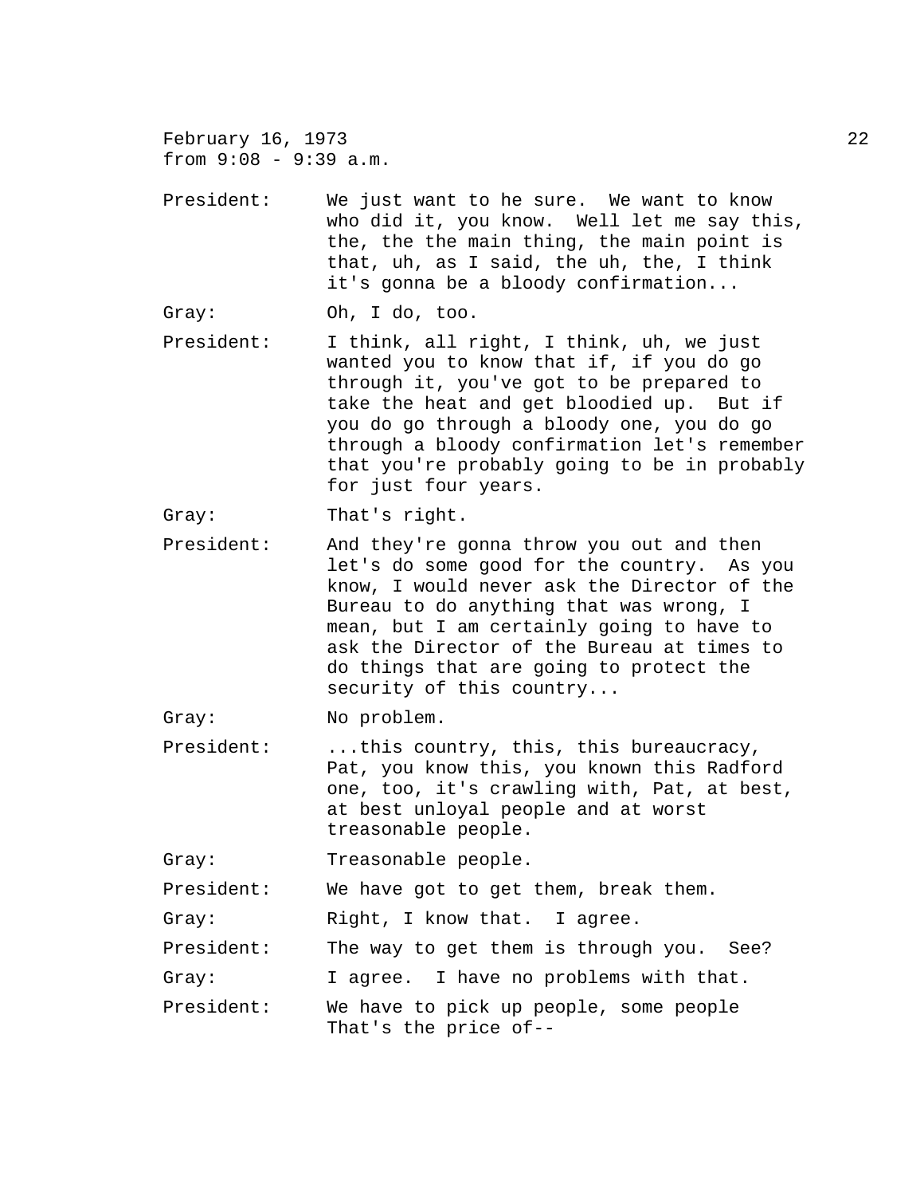February 16, 1973
from 9:08 - 9:39 a.m.

President: We just want to he sure. We want to know who did it, you know. Well let me say this, the, the the main thing, the main point is that, uh, as I said, the uh, the, I think it's gonna be a bloody confirmation...

Gray: Oh, I do, too.

President: I think, all right, I think, uh, we just wanted you to know that if, if you do go through it, you've got to be prepared to take the heat and get bloodied up. But if you do go through a bloody one, you do go through a bloody confirmation let's remember that you're probably going to be in probably for just four years.

Gray: That's right.

President: And they're gonna throw you out and then let's do some good for the country. As you know, I would never ask the Director of the Bureau to do anything that was wrong, I mean, but I am certainly going to have to ask the Director of the Bureau at times to do things that are going to protect the security of this country...

Gray: No problem.

President: ...this country, this, this bureaucracy, Pat, you know this, you known this Radford one, too, it's crawling with, Pat, at best, at best unloyal people and at worst treasonable people.

Gray: Treasonable people.

President: We have got to get them, break them.

Gray: Right, I know that. I agree.

President: The way to get them is through you. See?

Gray: I agree. I have no problems with that.

President: We have to pick up people, some people That's the price of--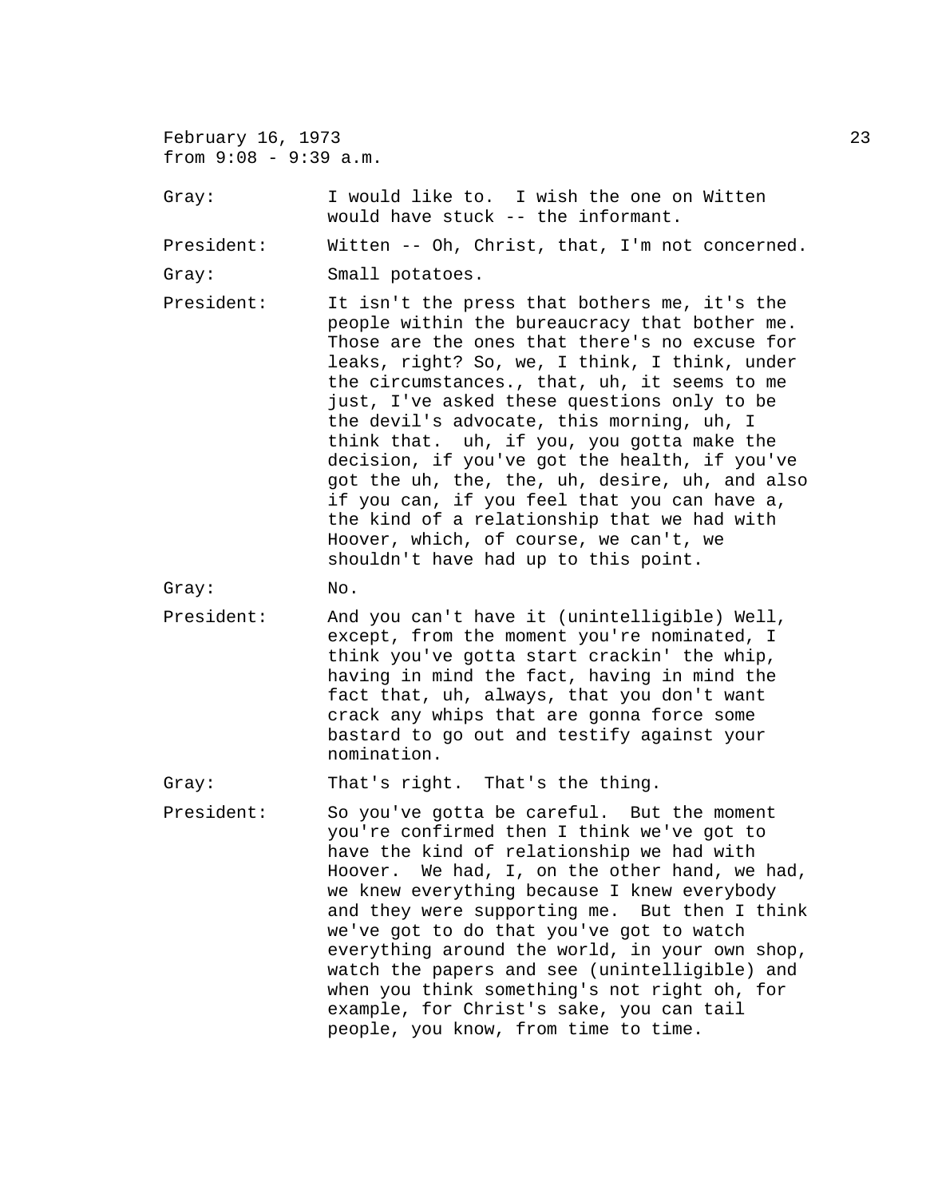February 16, 1973
from 9:08 - 9:39 a.m.

Gray: I would like to. I wish the one on Witten would have stuck -- the informant.

President: Witten -- Oh, Christ, that, I'm not concerned.

Gray: Small potatoes.

President: It isn't the press that bothers me, it's the people within the bureaucracy that bother me. Those are the ones that there's no excuse for leaks, right? So, we, I think, I think, under the circumstances., that, uh, it seems to me just, I've asked these questions only to be the devil's advocate, this morning, uh, I think that. uh, if you, you gotta make the decision, if you've got the health, if you've got the uh, the, the, uh, desire, uh, and also if you can, if you feel that you can have a, the kind of a relationship that we had with Hoover, which, of course, we can't, we shouldn't have had up to this point.

Gray: No.

President: And you can't have it (unintelligible) Well, except, from the moment you're nominated, I think you've gotta start crackin' the whip, having in mind the fact, having in mind the fact that, uh, always, that you don't want crack any whips that are gonna force some bastard to go out and testify against your nomination.

Gray: That's right. That's the thing.

President: So you've gotta be careful. But the moment you're confirmed then I think we've got to have the kind of relationship we had with Hoover. We had, I, on the other hand, we had, we knew everything because I knew everybody and they were supporting me. But then I think we've got to do that you've got to watch everything around the world, in your own shop, watch the papers and see (unintelligible) and when you think something's not right oh, for example, for Christ's sake, you can tail people, you know, from time to time.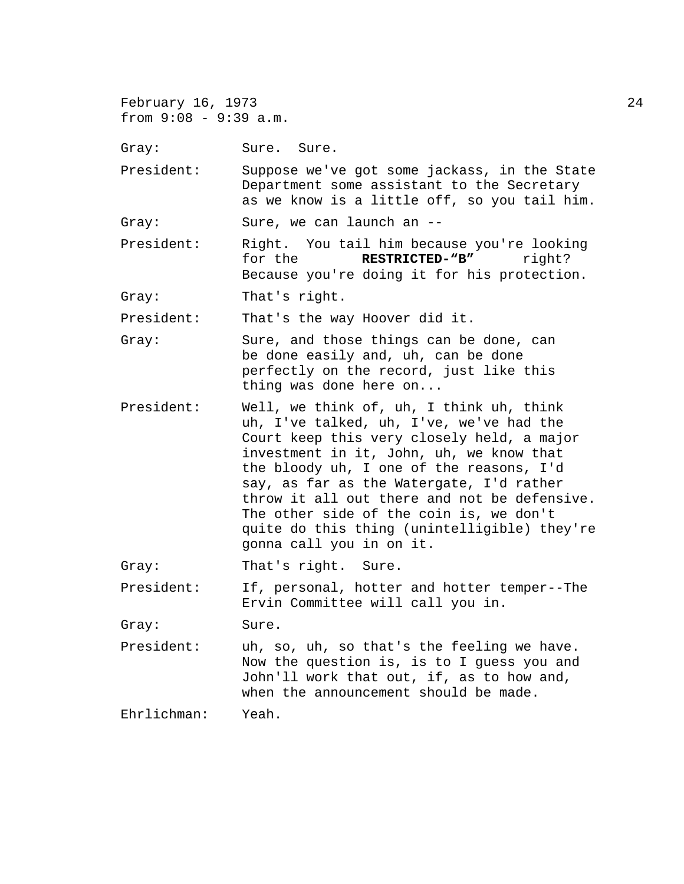Gray: Sure. Sure.

President: Suppose we've got some jackass, in the State Department some assistant to the Secretary as we know is a little off, so you tail him.

Gray: Sure, we can launch an --

President: Right. You tail him because you're looking for the **RESTRICTED-"B"** right? Because you're doing it for his protection.

Gray: That's right.

President: That's the way Hoover did it.

Gray: Sure, and those things can be done, can be done easily and, uh, can be done perfectly on the record, just like this thing was done here on...

President: Well, we think of, uh, I think uh, think uh, I've talked, uh, I've, we've had the Court keep this very closely held, a major investment in it, John, uh, we know that the bloody uh, I one of the reasons, I'd say, as far as the Watergate, I'd rather throw it all out there and not be defensive. The other side of the coin is, we don't quite do this thing (unintelligible) they're gonna call you in on it.

Gray: That's right. Sure.

President: If, personal, hotter and hotter temper--The Ervin Committee will call you in.

Gray: Sure.

President: uh, so, uh, so that's the feeling we have. Now the question is, is to I guess you and John'll work that out, if, as to how and, when the announcement should be made.

Ehrlichman: Yeah.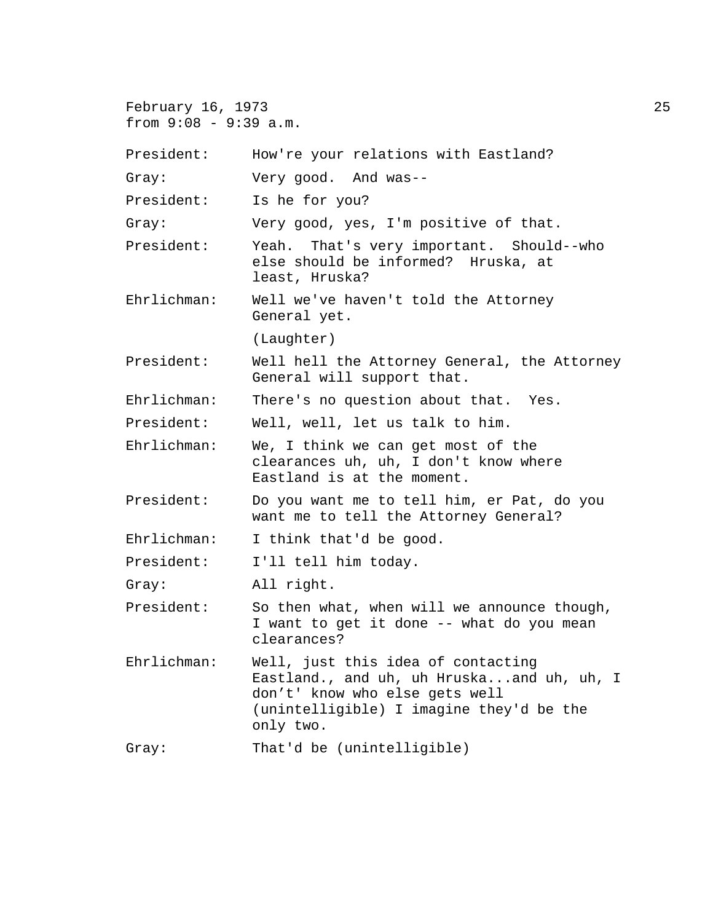February 16, 1973
from 9:08 - 9:39 a.m.

| | |
|---|---|
| President: | How're your relations with Eastland? |
| Gray: | Very good. And was-- |
| President: | Is he for you? |
| Gray: | Very good, yes, I'm positive of that. |
| President: | Yeah. That's very important. Should--who else should be informed? Hruska, at least, Hruska? |
| Ehrlichman: | Well we've haven't told the Attorney General yet. |
| | (Laughter) |
| President: | Well hell the Attorney General, the Attorney General will support that. |
| Ehrlichman: | There's no question about that. Yes. |
| President: | Well, well, let us talk to him. |
| Ehrlichman: | We, I think we can get most of the clearances uh, uh, I don't know where Eastland is at the moment. |
| President: | Do you want me to tell him, er Pat, do you want me to tell the Attorney General? |
| Ehrlichman: | I think that'd be good. |
| President: | I'll tell him today. |
| Gray: | All right. |
| President: | So then what, when will we announce though, I want to get it done -- what do you mean clearances? |
| Ehrlichman: | Well, just this idea of contacting Eastland., and uh, uh Hruska...and uh, uh, I don't' know who else gets well (unintelligible) I imagine they'd be the only two. |
| Gray: | That'd be (unintelligible) |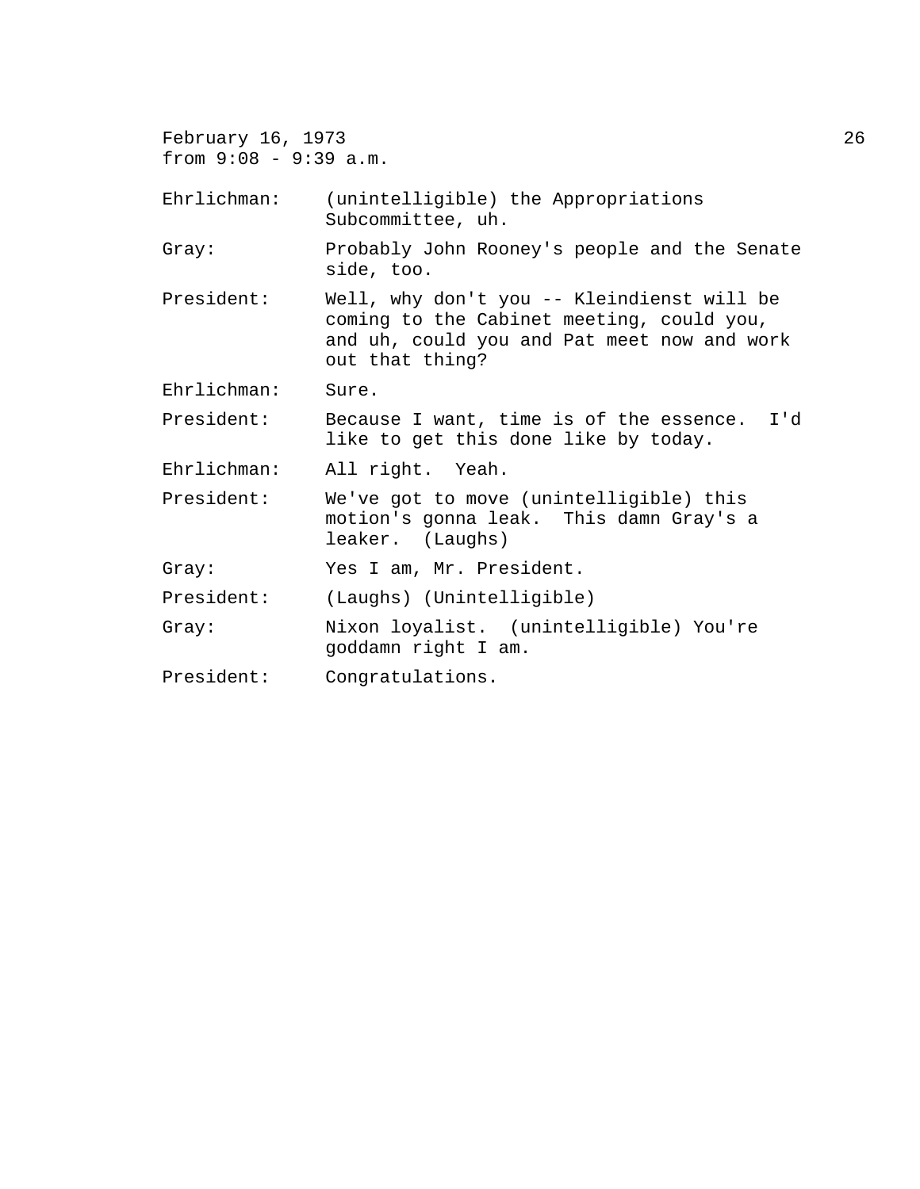February 16, 1973
from 9:08 - 9:39 a.m.

| | |
|---|---|
| Ehrlichman: | (unintelligible) the Appropriations Subcommittee, uh. |
| Gray: | Probably John Rooney's people and the Senate side, too. |
| President: | Well, why don't you -- Kleindienst will be coming to the Cabinet meeting, could you, and uh, could you and Pat meet now and work out that thing? |
| Ehrlichman: | Sure. |
| President: | Because I want, time is of the essence. I'd like to get this done like by today. |
| Ehrlichman: | All right. Yeah. |
| President: | We've got to move (unintelligible) this motion's gonna leak. This damn Gray's a leaker. (Laughs) |
| Gray: | Yes I am, Mr. President. |
| President: | (Laughs) (Unintelligible) |
| Gray: | Nixon loyalist. (unintelligible) You're goddamn right I am. |
| President: | Congratulations. |